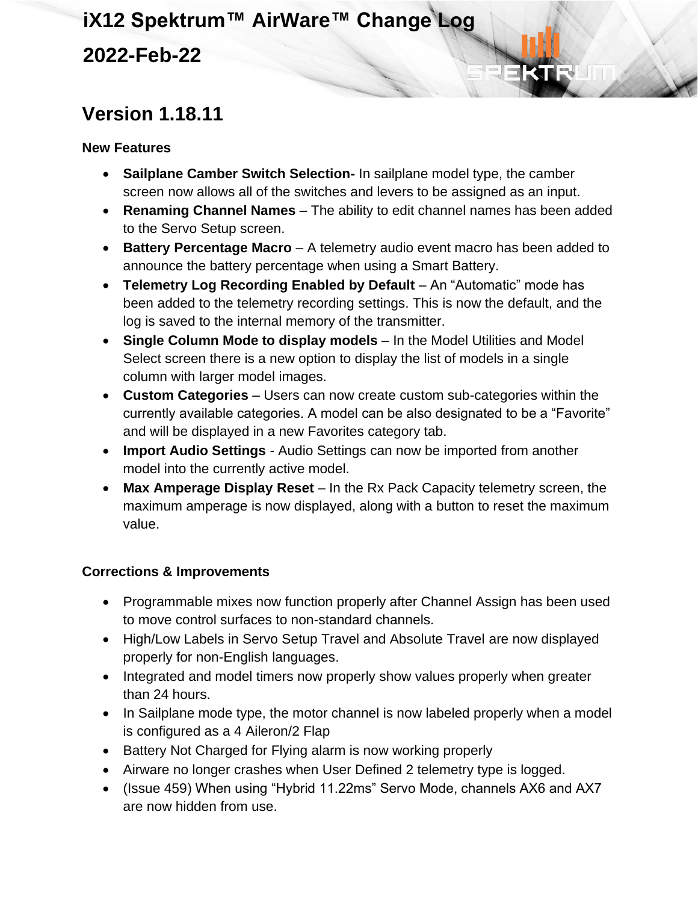# iX12 Spektrum™ AirWare™ Change Log

## 2022-Feb-22

## Version 1.18.11

### New Features

- **Sailplane Camber Switch Selection-** In sailplane model type, the camber screen now allows all of the switches and levers to be assigned as an input.
- **Renaming Channel Names** – The ability to edit channel names has been added to the Servo Setup screen.
- **Battery Percentage Macro** – A telemetry audio event macro has been added to announce the battery percentage when using a Smart Battery.
- **Telemetry Log Recording Enabled by Default** – An "Automatic" mode has been added to the telemetry recording settings. This is now the default, and the log is saved to the internal memory of the transmitter.
- **Single Column Mode to display models** – In the Model Utilities and Model Select screen there is a new option to display the list of models in a single column with larger model images.
- **Custom Categories** – Users can now create custom sub-categories within the currently available categories. A model can be also designated to be a "Favorite" and will be displayed in a new Favorites category tab.
- **Import Audio Settings** - Audio Settings can now be imported from another model into the currently active model.
- **Max Amperage Display Reset** – In the Rx Pack Capacity telemetry screen, the maximum amperage is now displayed, along with a button to reset the maximum value.

### Corrections & Improvements

- Programmable mixes now function properly after Channel Assign has been used to move control surfaces to non-standard channels.
- High/Low Labels in Servo Setup Travel and Absolute Travel are now displayed properly for non-English languages.
- Integrated and model timers now properly show values properly when greater than 24 hours.
- In Sailplane mode type, the motor channel is now labeled properly when a model is configured as a 4 Aileron/2 Flap
- Battery Not Charged for Flying alarm is now working properly
- Airware no longer crashes when User Defined 2 telemetry type is logged.
- (Issue 459) When using "Hybrid 11.22ms" Servo Mode, channels AX6 and AX7 are now hidden from use.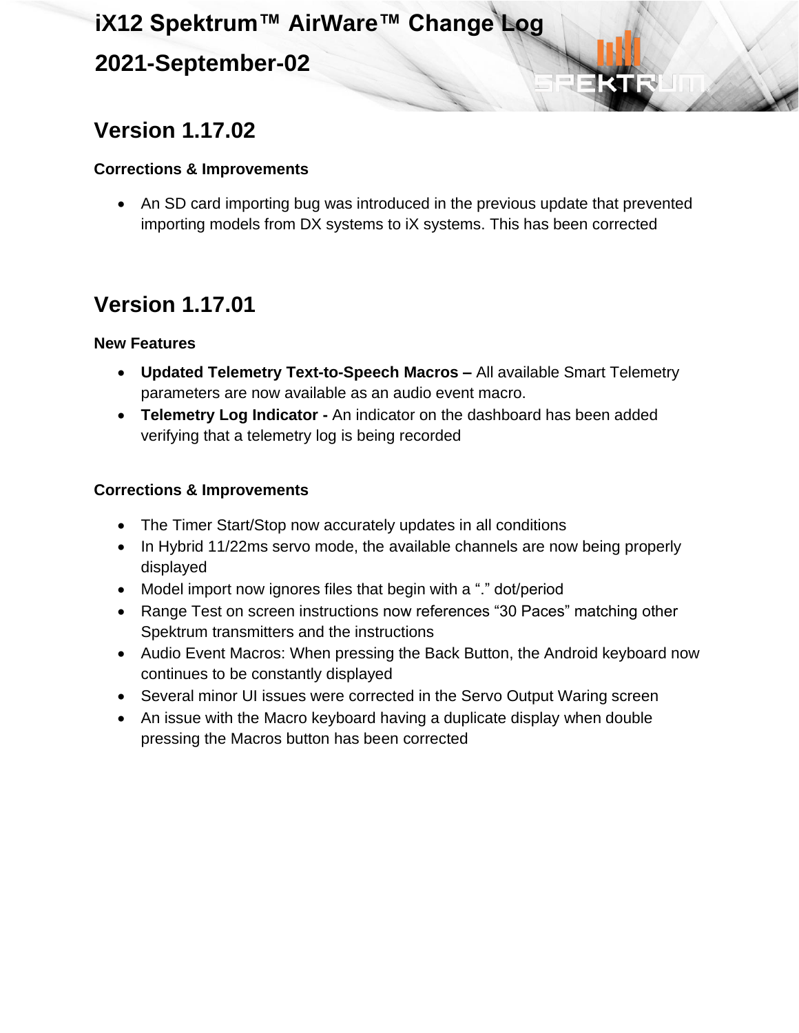## Version 1.17.02

### Corrections & Improvements

- An SD card importing bug was introduced in the previous update that prevented importing models from DX systems to iX systems. This has been corrected

## Version 1.17.01

### New Features

- **Updated Telemetry Text-to-Speech Macros –** All available Smart Telemetry parameters are now available as an audio event macro.
- **Telemetry Log Indicator -** An indicator on the dashboard has been added verifying that a telemetry log is being recorded

### Corrections & Improvements

- The Timer Start/Stop now accurately updates in all conditions
- In Hybrid 11/22ms servo mode, the available channels are now being properly displayed
- Model import now ignores files that begin with a "." dot/period
- Range Test on screen instructions now references "30 Paces" matching other Spektrum transmitters and the instructions
- Audio Event Macros: When pressing the Back Button, the Android keyboard now continues to be constantly displayed
- Several minor UI issues were corrected in the Servo Output Waring screen
- An issue with the Macro keyboard having a duplicate display when double pressing the Macros button has been corrected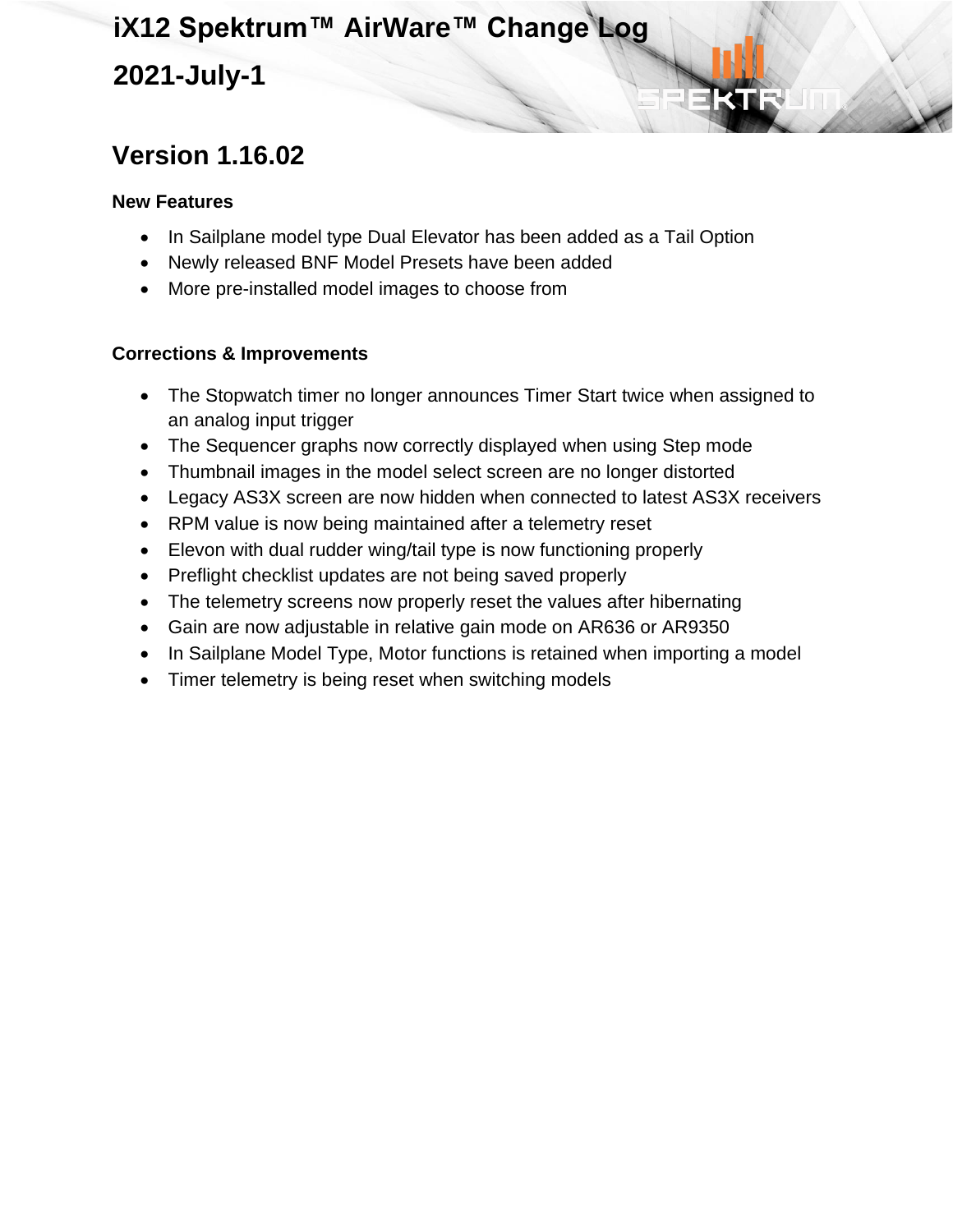# iX12 Spektrum™ AirWare™ Change Log

## 2021-July-1

## Version 1.16.02

**New Features**

- In Sailplane model type Dual Elevator has been added as a Tail Option
- Newly released BNF Model Presets have been added
- More pre-installed model images to choose from

**Corrections & Improvements**

- The Stopwatch timer no longer announces Timer Start twice when assigned to an analog input trigger
- The Sequencer graphs now correctly displayed when using Step mode
- Thumbnail images in the model select screen are no longer distorted
- Legacy AS3X screen are now hidden when connected to latest AS3X receivers
- RPM value is now being maintained after a telemetry reset
- Elevon with dual rudder wing/tail type is now functioning properly
- Preflight checklist updates are not being saved properly
- The telemetry screens now properly reset the values after hibernating
- Gain are now adjustable in relative gain mode on AR636 or AR9350
- In Sailplane Model Type, Motor functions is retained when importing a model
- Timer telemetry is being reset when switching models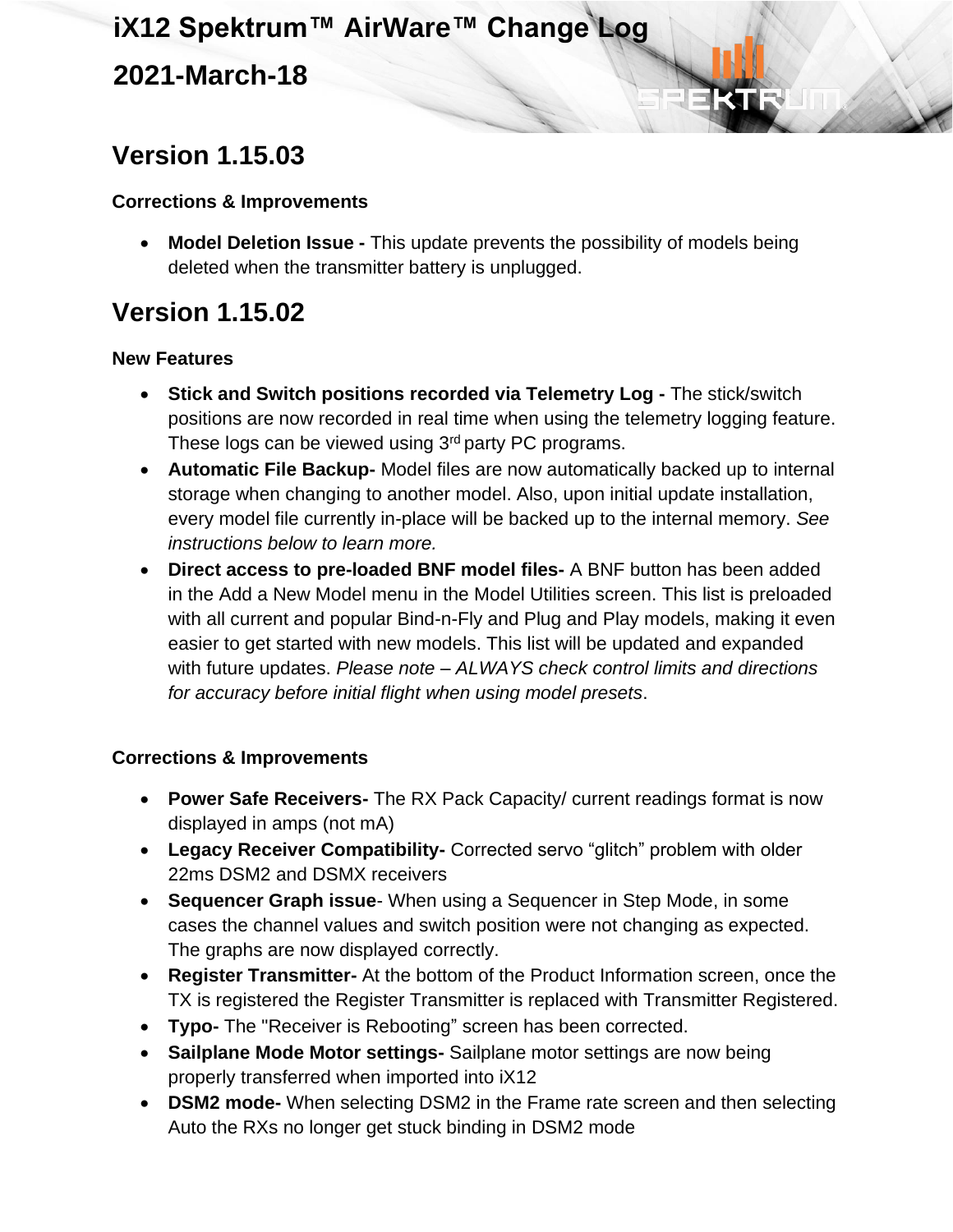# iX12 Spektrum™ AirWare™ Change Log

## 2021-March-18

## Version 1.15.03

### Corrections & Improvements

- **Model Deletion Issue -** This update prevents the possibility of models being deleted when the transmitter battery is unplugged.

## Version 1.15.02

### New Features

- **Stick and Switch positions recorded via Telemetry Log -** The stick/switch positions are now recorded in real time when using the telemetry logging feature. These logs can be viewed using 3rd party PC programs.
- **Automatic File Backup-** Model files are now automatically backed up to internal storage when changing to another model. Also, upon initial update installation, every model file currently in-place will be backed up to the internal memory. *See instructions below to learn more.*
- **Direct access to pre-loaded BNF model files-** A BNF button has been added in the Add a New Model menu in the Model Utilities screen. This list is preloaded with all current and popular Bind-n-Fly and Plug and Play models, making it even easier to get started with new models. This list will be updated and expanded with future updates. *Please note – ALWAYS check control limits and directions for accuracy before initial flight when using model presets*.

### Corrections & Improvements

- **Power Safe Receivers-** The RX Pack Capacity/ current readings format is now displayed in amps (not mA)
- **Legacy Receiver Compatibility-** Corrected servo "glitch" problem with older 22ms DSM2 and DSMX receivers
- **Sequencer Graph issue**- When using a Sequencer in Step Mode, in some cases the channel values and switch position were not changing as expected. The graphs are now displayed correctly.
- **Register Transmitter-** At the bottom of the Product Information screen, once the TX is registered the Register Transmitter is replaced with Transmitter Registered.
- **Typo-** The "Receiver is Rebooting" screen has been corrected.
- **Sailplane Mode Motor settings-** Sailplane motor settings are now being properly transferred when imported into iX12
- **DSM2 mode-** When selecting DSM2 in the Frame rate screen and then selecting Auto the RXs no longer get stuck binding in DSM2 mode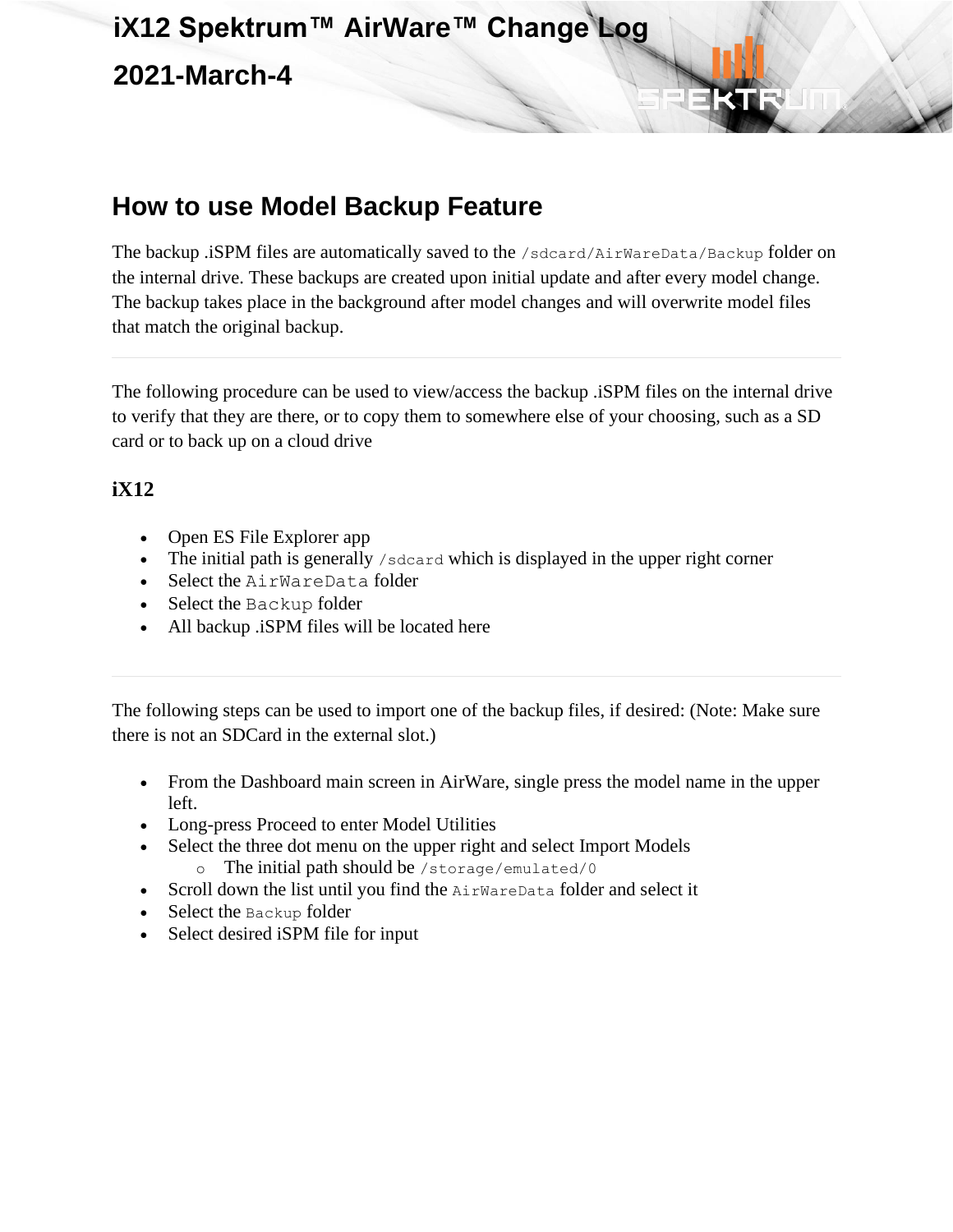## How to use Model Backup Feature

The backup .iSPM files are automatically saved to the `/sdcard/AirWareData/Backup` folder on the internal drive. These backups are created upon initial update and after every model change. The backup takes place in the background after model changes and will overwrite model files that match the original backup.

---

The following procedure can be used to view/access the backup .iSPM files on the internal drive to verify that they are there, or to copy them to somewhere else of your choosing, such as a SD card or to back up on a cloud drive

### iX12

- Open ES File Explorer app
- The initial path is generally `/sdcard` which is displayed in the upper right corner
- Select the `AirWareData` folder
- Select the `Backup` folder
- All backup .iSPM files will be located here

---

The following steps can be used to import one of the backup files, if desired: (Note: Make sure there is not an SDCard in the external slot.)

- From the Dashboard main screen in AirWare, single press the model name in the upper left.
- Long-press Proceed to enter Model Utilities
- Select the three dot menu on the upper right and select Import Models
  - The initial path should be `/storage/emulated/0`
- Scroll down the list until you find the `AirWareData` folder and select it
- Select the `Backup` folder
- Select desired iSPM file for input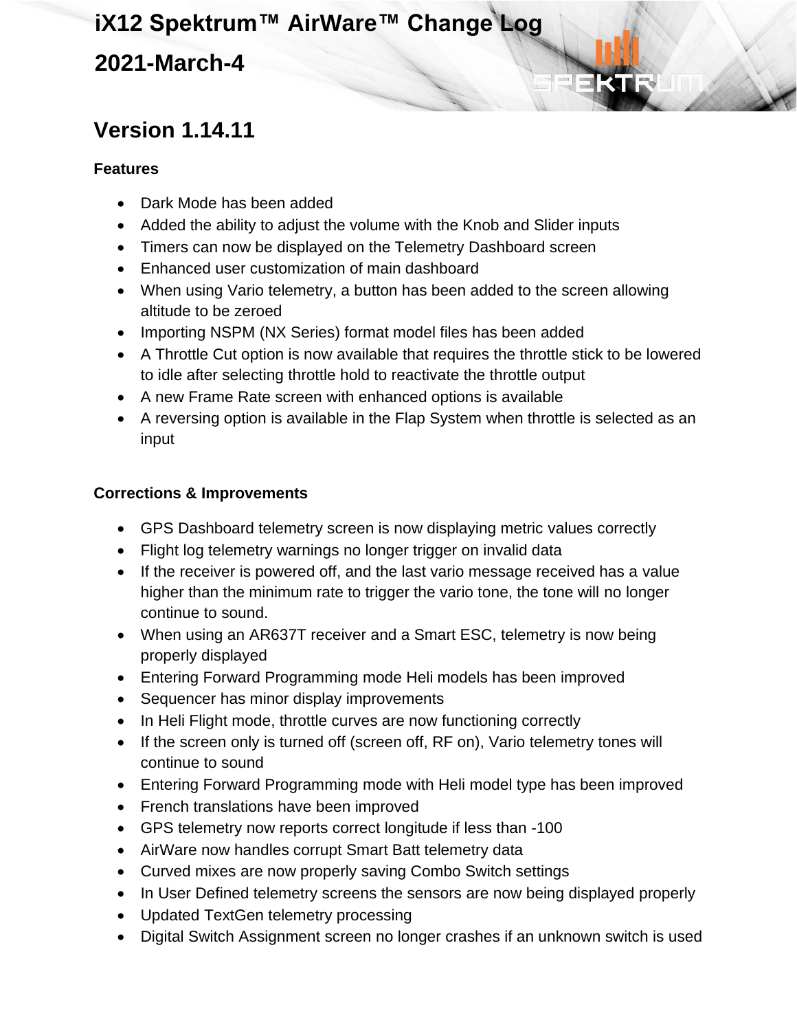# iX12 Spektrum™ AirWare™ Change Log

# 2021-March-4

## Version 1.14.11

### Features

- Dark Mode has been added
- Added the ability to adjust the volume with the Knob and Slider inputs
- Timers can now be displayed on the Telemetry Dashboard screen
- Enhanced user customization of main dashboard
- When using Vario telemetry, a button has been added to the screen allowing altitude to be zeroed
- Importing NSPM (NX Series) format model files has been added
- A Throttle Cut option is now available that requires the throttle stick to be lowered to idle after selecting throttle hold to reactivate the throttle output
- A new Frame Rate screen with enhanced options is available
- A reversing option is available in the Flap System when throttle is selected as an input

### Corrections & Improvements

- GPS Dashboard telemetry screen is now displaying metric values correctly
- Flight log telemetry warnings no longer trigger on invalid data
- If the receiver is powered off, and the last vario message received has a value higher than the minimum rate to trigger the vario tone, the tone will no longer continue to sound.
- When using an AR637T receiver and a Smart ESC, telemetry is now being properly displayed
- Entering Forward Programming mode Heli models has been improved
- Sequencer has minor display improvements
- In Heli Flight mode, throttle curves are now functioning correctly
- If the screen only is turned off (screen off, RF on), Vario telemetry tones will continue to sound
- Entering Forward Programming mode with Heli model type has been improved
- French translations have been improved
- GPS telemetry now reports correct longitude if less than -100
- AirWare now handles corrupt Smart Batt telemetry data
- Curved mixes are now properly saving Combo Switch settings
- In User Defined telemetry screens the sensors are now being displayed properly
- Updated TextGen telemetry processing
- Digital Switch Assignment screen no longer crashes if an unknown switch is used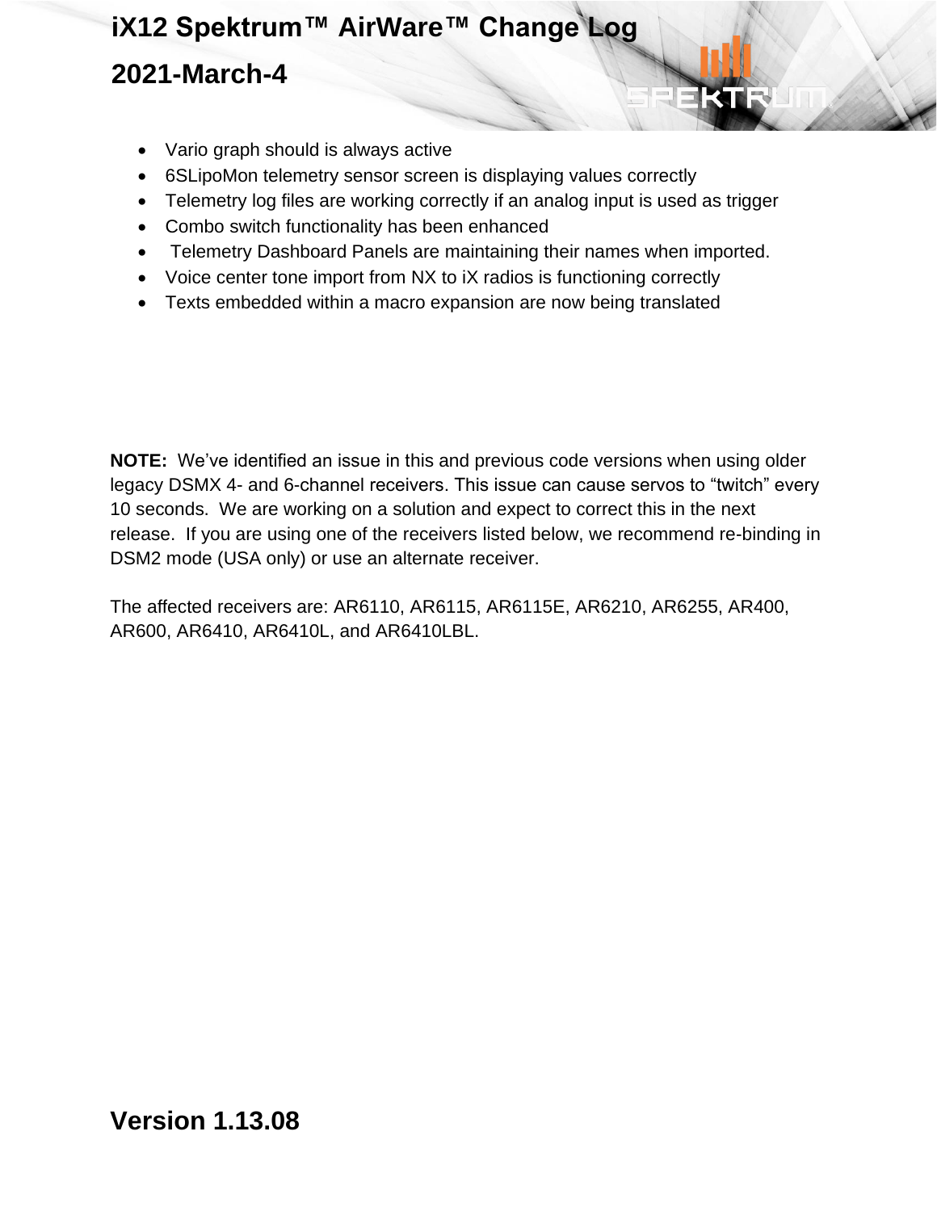- Vario graph should is always active
- 6SLipoMon telemetry sensor screen is displaying values correctly
- Telemetry log files are working correctly if an analog input is used as trigger
- Combo switch functionality has been enhanced
- Telemetry Dashboard Panels are maintaining their names when imported.
- Voice center tone import from NX to iX radios is functioning correctly
- Texts embedded within a macro expansion are now being translated

**NOTE:** We've identified an issue in this and previous code versions when using older legacy DSMX 4- and 6-channel receivers. This issue can cause servos to "twitch" every 10 seconds. We are working on a solution and expect to correct this in the next release. If you are using one of the receivers listed below, we recommend re-binding in DSM2 mode (USA only) or use an alternate receiver.

The affected receivers are: AR6110, AR6115, AR6115E, AR6210, AR6255, AR400, AR600, AR6410, AR6410L, and AR6410LBL.

## Version 1.13.08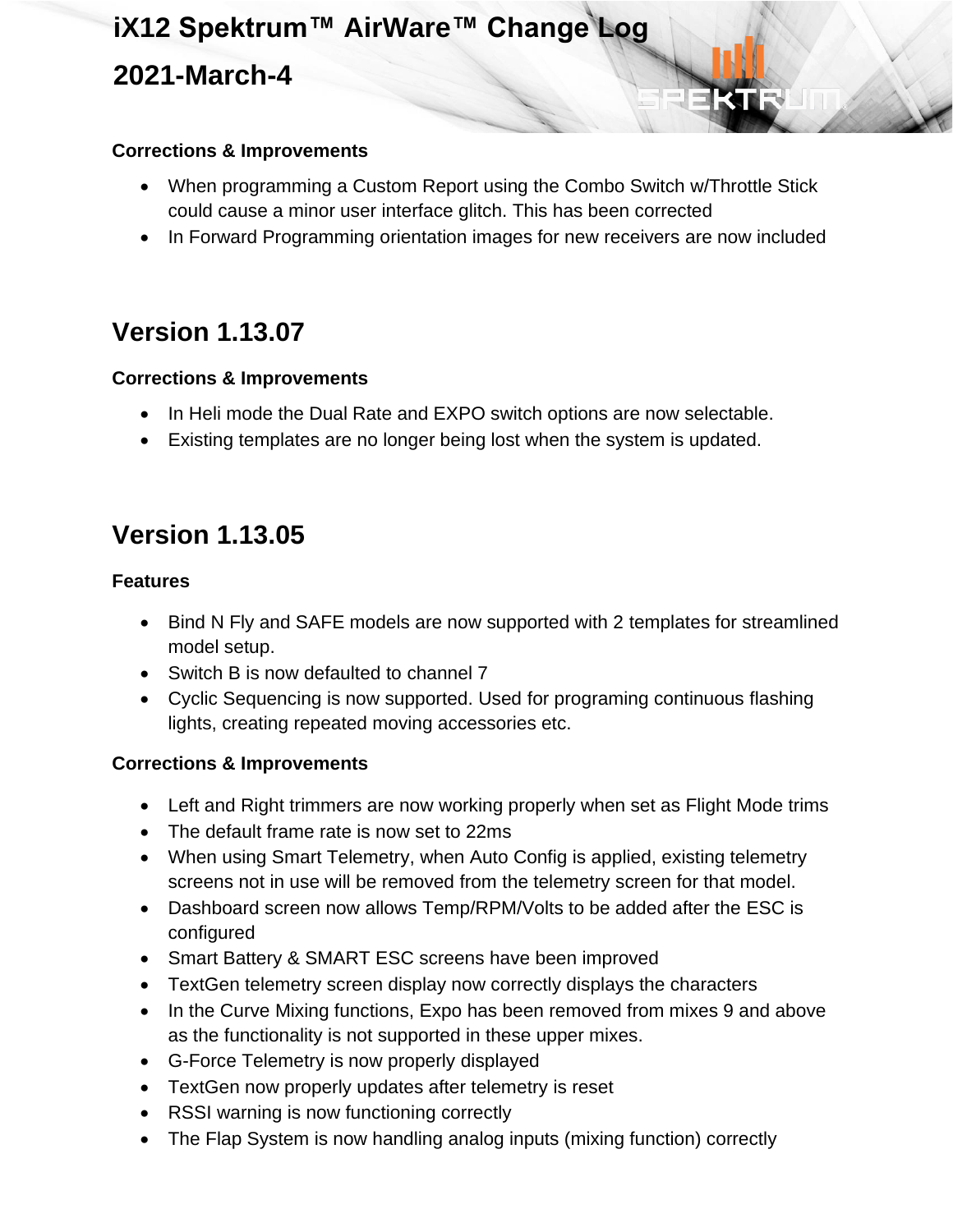# iX12 Spektrum™ AirWare™ Change Log

## 2021-March-4

**Corrections & Improvements**

- When programming a Custom Report using the Combo Switch w/Throttle Stick could cause a minor user interface glitch. This has been corrected
- In Forward Programming orientation images for new receivers are now included

## Version 1.13.07

**Corrections & Improvements**

- In Heli mode the Dual Rate and EXPO switch options are now selectable.
- Existing templates are no longer being lost when the system is updated.

## Version 1.13.05

**Features**

- Bind N Fly and SAFE models are now supported with 2 templates for streamlined model setup.
- Switch B is now defaulted to channel 7
- Cyclic Sequencing is now supported. Used for programing continuous flashing lights, creating repeated moving accessories etc.

**Corrections & Improvements**

- Left and Right trimmers are now working properly when set as Flight Mode trims
- The default frame rate is now set to 22ms
- When using Smart Telemetry, when Auto Config is applied, existing telemetry screens not in use will be removed from the telemetry screen for that model.
- Dashboard screen now allows Temp/RPM/Volts to be added after the ESC is configured
- Smart Battery & SMART ESC screens have been improved
- TextGen telemetry screen display now correctly displays the characters
- In the Curve Mixing functions, Expo has been removed from mixes 9 and above as the functionality is not supported in these upper mixes.
- G-Force Telemetry is now properly displayed
- TextGen now properly updates after telemetry is reset
- RSSI warning is now functioning correctly
- The Flap System is now handling analog inputs (mixing function) correctly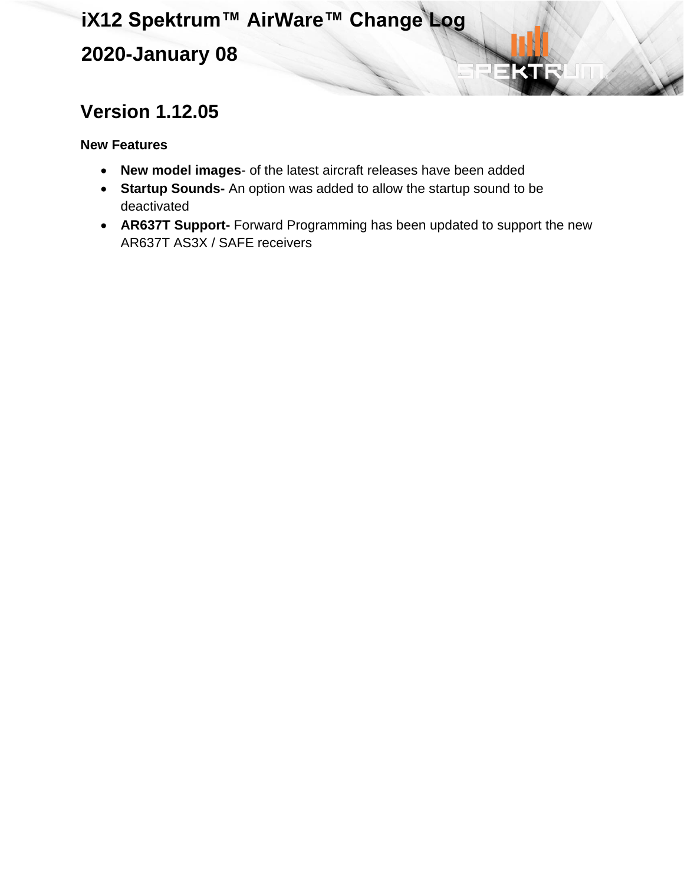# iX12 Spektrum™ AirWare™ Change Log

# 2020-January 08

## Version 1.12.05

### New Features

- **New model images**- of the latest aircraft releases have been added
- **Startup Sounds-** An option was added to allow the startup sound to be deactivated
- **AR637T Support-** Forward Programming has been updated to support the new AR637T AS3X / SAFE receivers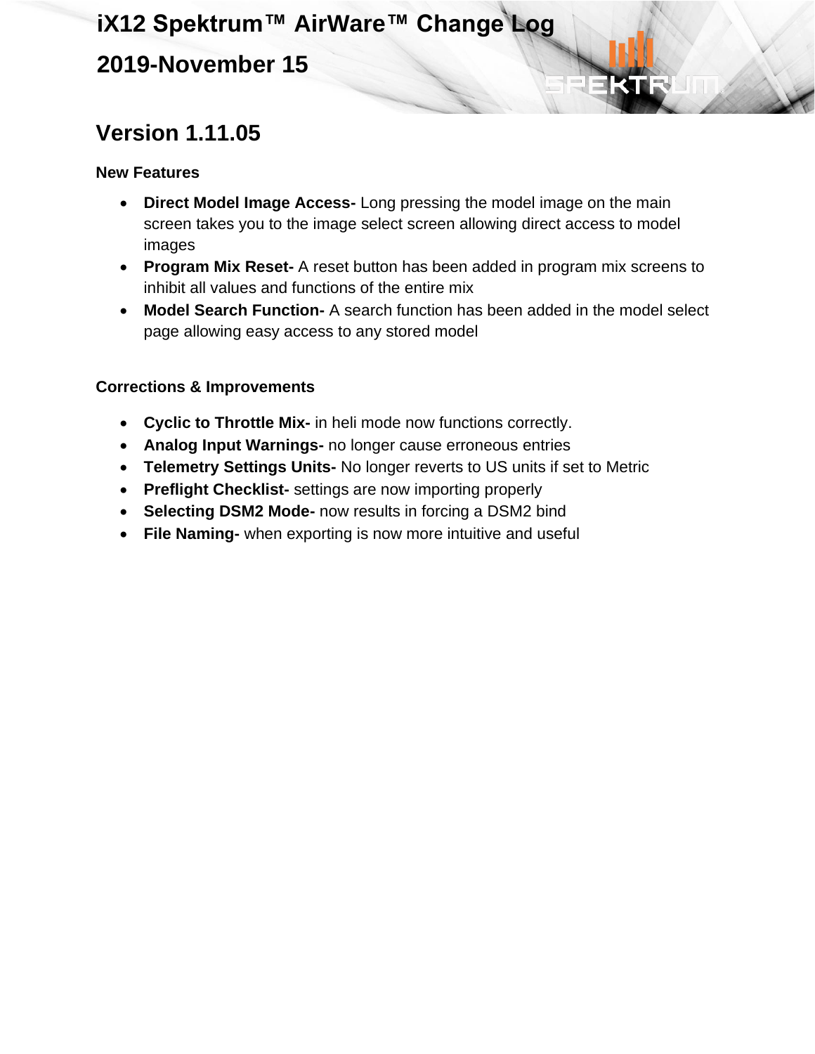# iX12 Spektrum™ AirWare™ Change Log

## 2019-November 15

## Version 1.11.05

### New Features

- **Direct Model Image Access-** Long pressing the model image on the main screen takes you to the image select screen allowing direct access to model images
- **Program Mix Reset-** A reset button has been added in program mix screens to inhibit all values and functions of the entire mix
- **Model Search Function-** A search function has been added in the model select page allowing easy access to any stored model

### Corrections & Improvements

- **Cyclic to Throttle Mix-** in heli mode now functions correctly.
- **Analog Input Warnings-** no longer cause erroneous entries
- **Telemetry Settings Units-** No longer reverts to US units if set to Metric
- **Preflight Checklist-** settings are now importing properly
- **Selecting DSM2 Mode-** now results in forcing a DSM2 bind
- **File Naming-** when exporting is now more intuitive and useful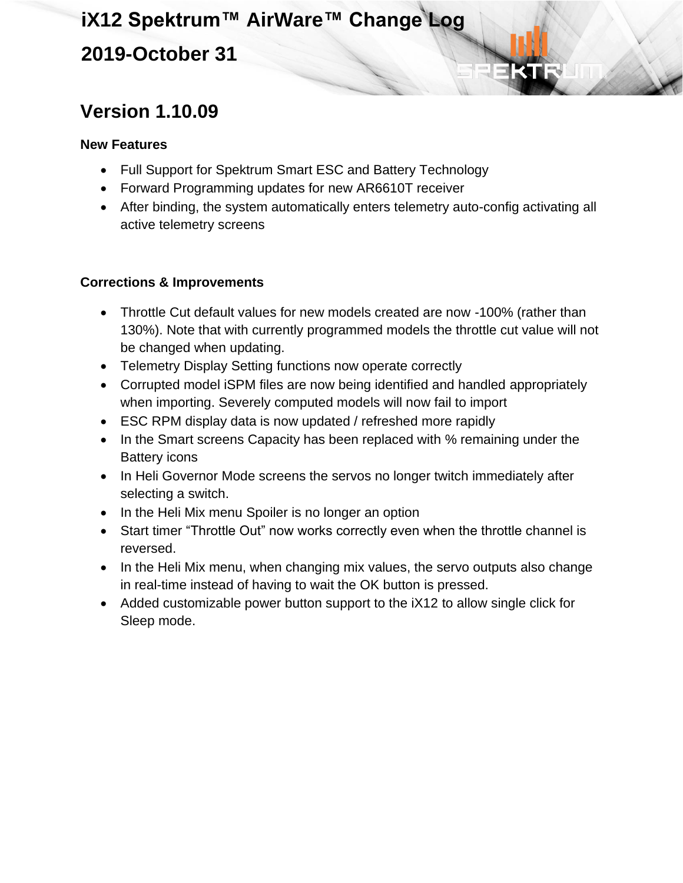# iX12 Spektrum™ AirWare™ Change Log

## 2019-October 31

## Version 1.10.09

### New Features

- Full Support for Spektrum Smart ESC and Battery Technology
- Forward Programming updates for new AR6610T receiver
- After binding, the system automatically enters telemetry auto-config activating all active telemetry screens

### Corrections & Improvements

- Throttle Cut default values for new models created are now -100% (rather than 130%). Note that with currently programmed models the throttle cut value will not be changed when updating.
- Telemetry Display Setting functions now operate correctly
- Corrupted model iSPM files are now being identified and handled appropriately when importing. Severely computed models will now fail to import
- ESC RPM display data is now updated / refreshed more rapidly
- In the Smart screens Capacity has been replaced with % remaining under the Battery icons
- In Heli Governor Mode screens the servos no longer twitch immediately after selecting a switch.
- In the Heli Mix menu Spoiler is no longer an option
- Start timer “Throttle Out” now works correctly even when the throttle channel is reversed.
- In the Heli Mix menu, when changing mix values, the servo outputs also change in real-time instead of having to wait the OK button is pressed.
- Added customizable power button support to the iX12 to allow single click for Sleep mode.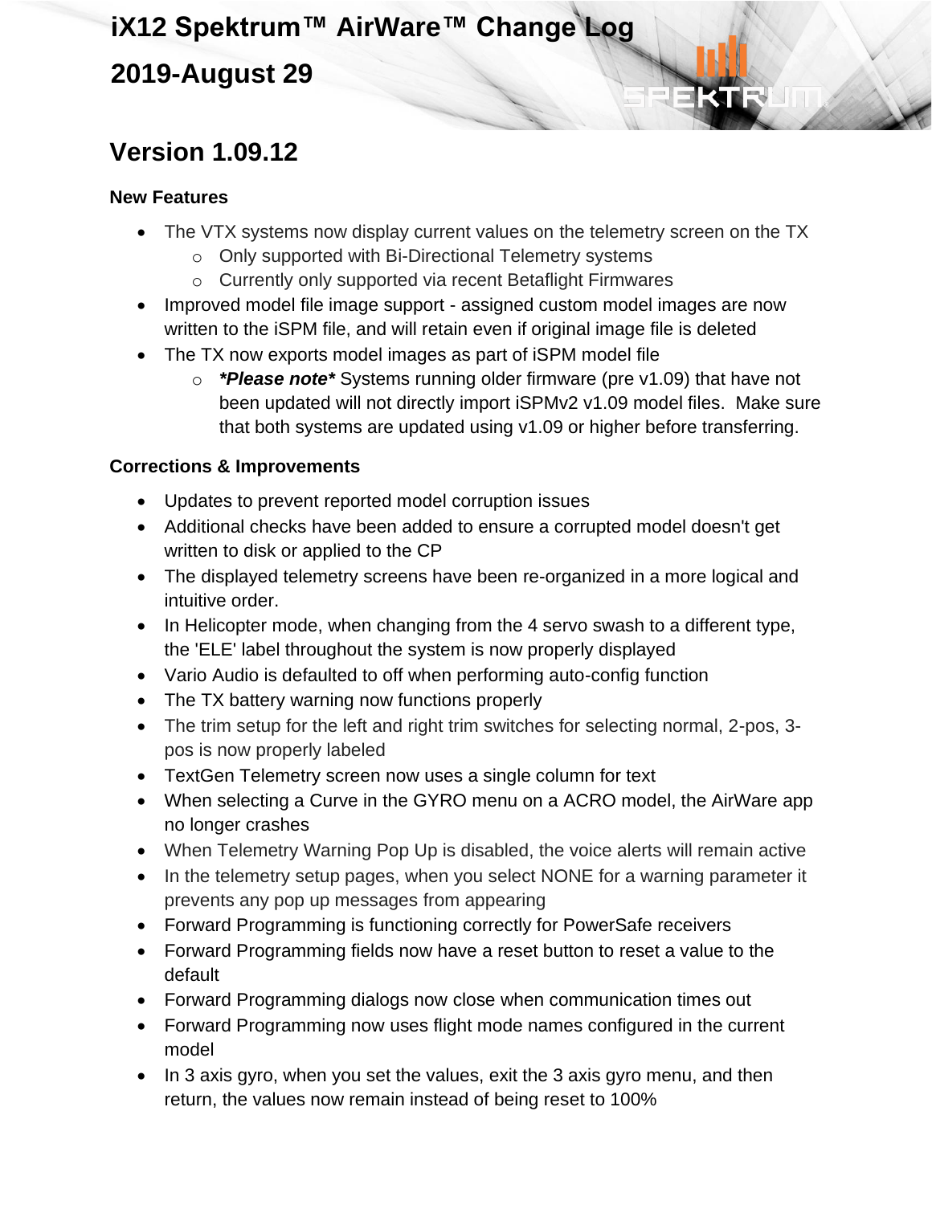# iX12 Spektrum™ AirWare™ Change Log

## 2019-August 29

## Version 1.09.12

### New Features

- The VTX systems now display current values on the telemetry screen on the TX
  - Only supported with Bi-Directional Telemetry systems
  - Currently only supported via recent Betaflight Firmwares
- Improved model file image support - assigned custom model images are now written to the iSPM file, and will retain even if original image file is deleted
- The TX now exports model images as part of iSPM model file
  - ***Please note**** Systems running older firmware (pre v1.09) that have not been updated will not directly import iSPMv2 v1.09 model files. Make sure that both systems are updated using v1.09 or higher before transferring.

### Corrections & Improvements

- Updates to prevent reported model corruption issues
- Additional checks have been added to ensure a corrupted model doesn't get written to disk or applied to the CP
- The displayed telemetry screens have been re-organized in a more logical and intuitive order.
- In Helicopter mode, when changing from the 4 servo swash to a different type, the 'ELE' label throughout the system is now properly displayed
- Vario Audio is defaulted to off when performing auto-config function
- The TX battery warning now functions properly
- The trim setup for the left and right trim switches for selecting normal, 2-pos, 3-pos is now properly labeled
- TextGen Telemetry screen now uses a single column for text
- When selecting a Curve in the GYRO menu on a ACRO model, the AirWare app no longer crashes
- When Telemetry Warning Pop Up is disabled, the voice alerts will remain active
- In the telemetry setup pages, when you select NONE for a warning parameter it prevents any pop up messages from appearing
- Forward Programming is functioning correctly for PowerSafe receivers
- Forward Programming fields now have a reset button to reset a value to the default
- Forward Programming dialogs now close when communication times out
- Forward Programming now uses flight mode names configured in the current model
- In 3 axis gyro, when you set the values, exit the 3 axis gyro menu, and then return, the values now remain instead of being reset to 100%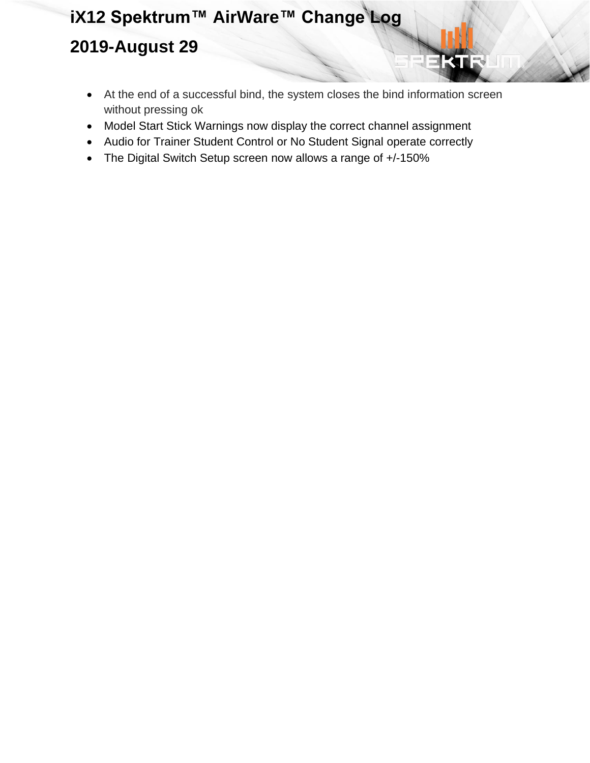## 2019-August 29

- At the end of a successful bind, the system closes the bind information screen without pressing ok
- Model Start Stick Warnings now display the correct channel assignment
- Audio for Trainer Student Control or No Student Signal operate correctly
- The Digital Switch Setup screen now allows a range of +/-150%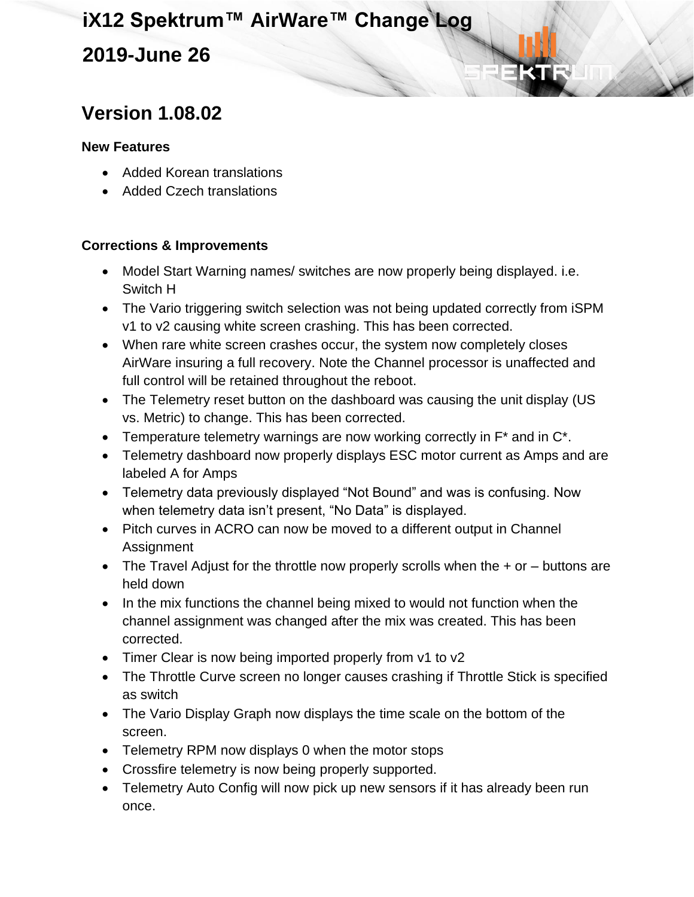# iX12 Spektrum™ AirWare™ Change Log

## 2019-June 26

## Version 1.08.02

### New Features

- Added Korean translations
- Added Czech translations

### Corrections & Improvements

- Model Start Warning names/ switches are now properly being displayed. i.e. Switch H
- The Vario triggering switch selection was not being updated correctly from iSPM v1 to v2 causing white screen crashing. This has been corrected.
- When rare white screen crashes occur, the system now completely closes AirWare insuring a full recovery. Note the Channel processor is unaffected and full control will be retained throughout the reboot.
- The Telemetry reset button on the dashboard was causing the unit display (US vs. Metric) to change. This has been corrected.
- Temperature telemetry warnings are now working correctly in F* and in C*.
- Telemetry dashboard now properly displays ESC motor current as Amps and are labeled A for Amps
- Telemetry data previously displayed “Not Bound” and was is confusing. Now when telemetry data isn’t present, “No Data” is displayed.
- Pitch curves in ACRO can now be moved to a different output in Channel Assignment
- The Travel Adjust for the throttle now properly scrolls when the + or – buttons are held down
- In the mix functions the channel being mixed to would not function when the channel assignment was changed after the mix was created. This has been corrected.
- Timer Clear is now being imported properly from v1 to v2
- The Throttle Curve screen no longer causes crashing if Throttle Stick is specified as switch
- The Vario Display Graph now displays the time scale on the bottom of the screen.
- Telemetry RPM now displays 0 when the motor stops
- Crossfire telemetry is now being properly supported.
- Telemetry Auto Config will now pick up new sensors if it has already been run once.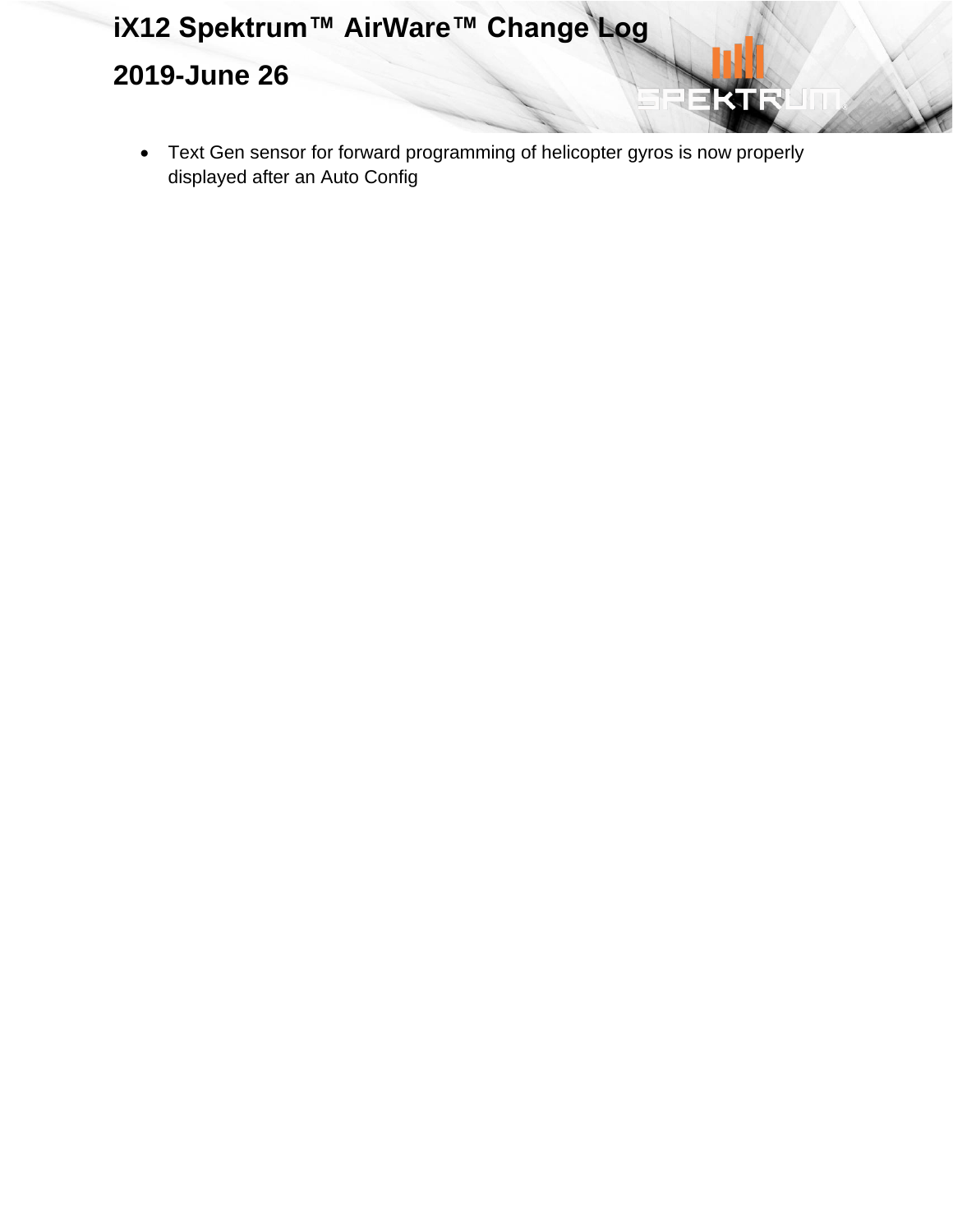# iX12 Spektrum™ AirWare™ Change Log

## 2019-June 26

- Text Gen sensor for forward programming of helicopter gyros is now properly displayed after an Auto Config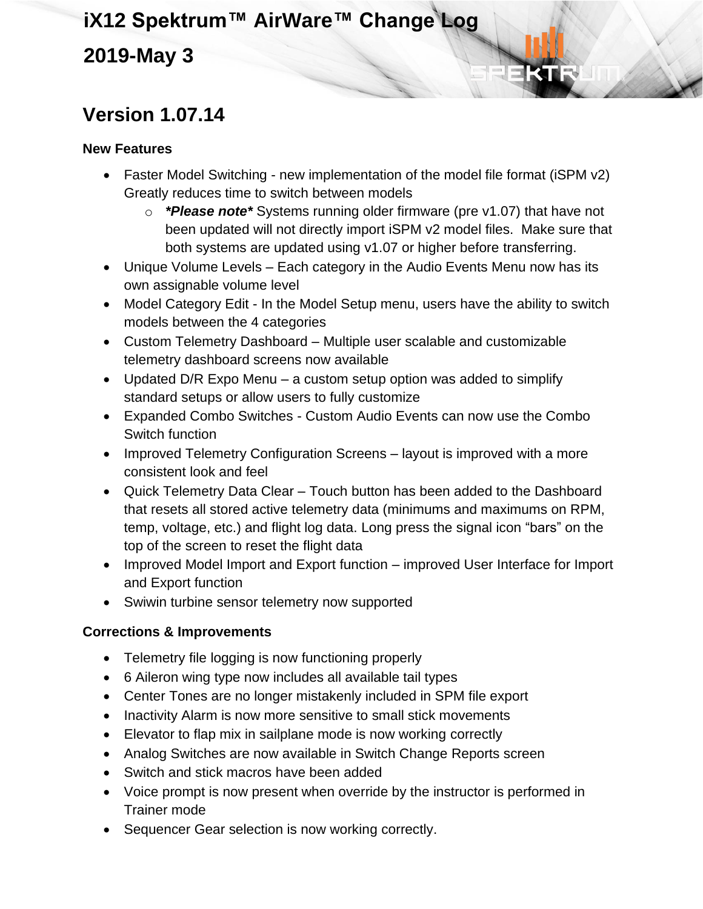# iX12 Spektrum™ AirWare™ Change Log

## 2019-May 3

## Version 1.07.14

**New Features**

- Faster Model Switching - new implementation of the model file format (iSPM v2) Greatly reduces time to switch between models
  - ***Please note*** Systems running older firmware (pre v1.07) that have not been updated will not directly import iSPM v2 model files. Make sure that both systems are updated using v1.07 or higher before transferring.
- Unique Volume Levels – Each category in the Audio Events Menu now has its own assignable volume level
- Model Category Edit - In the Model Setup menu, users have the ability to switch models between the 4 categories
- Custom Telemetry Dashboard – Multiple user scalable and customizable telemetry dashboard screens now available
- Updated D/R Expo Menu – a custom setup option was added to simplify standard setups or allow users to fully customize
- Expanded Combo Switches - Custom Audio Events can now use the Combo Switch function
- Improved Telemetry Configuration Screens – layout is improved with a more consistent look and feel
- Quick Telemetry Data Clear – Touch button has been added to the Dashboard that resets all stored active telemetry data (minimums and maximums on RPM, temp, voltage, etc.) and flight log data. Long press the signal icon "bars" on the top of the screen to reset the flight data
- Improved Model Import and Export function – improved User Interface for Import and Export function
- Swiwin turbine sensor telemetry now supported

**Corrections & Improvements**

- Telemetry file logging is now functioning properly
- 6 Aileron wing type now includes all available tail types
- Center Tones are no longer mistakenly included in SPM file export
- Inactivity Alarm is now more sensitive to small stick movements
- Elevator to flap mix in sailplane mode is now working correctly
- Analog Switches are now available in Switch Change Reports screen
- Switch and stick macros have been added
- Voice prompt is now present when override by the instructor is performed in Trainer mode
- Sequencer Gear selection is now working correctly.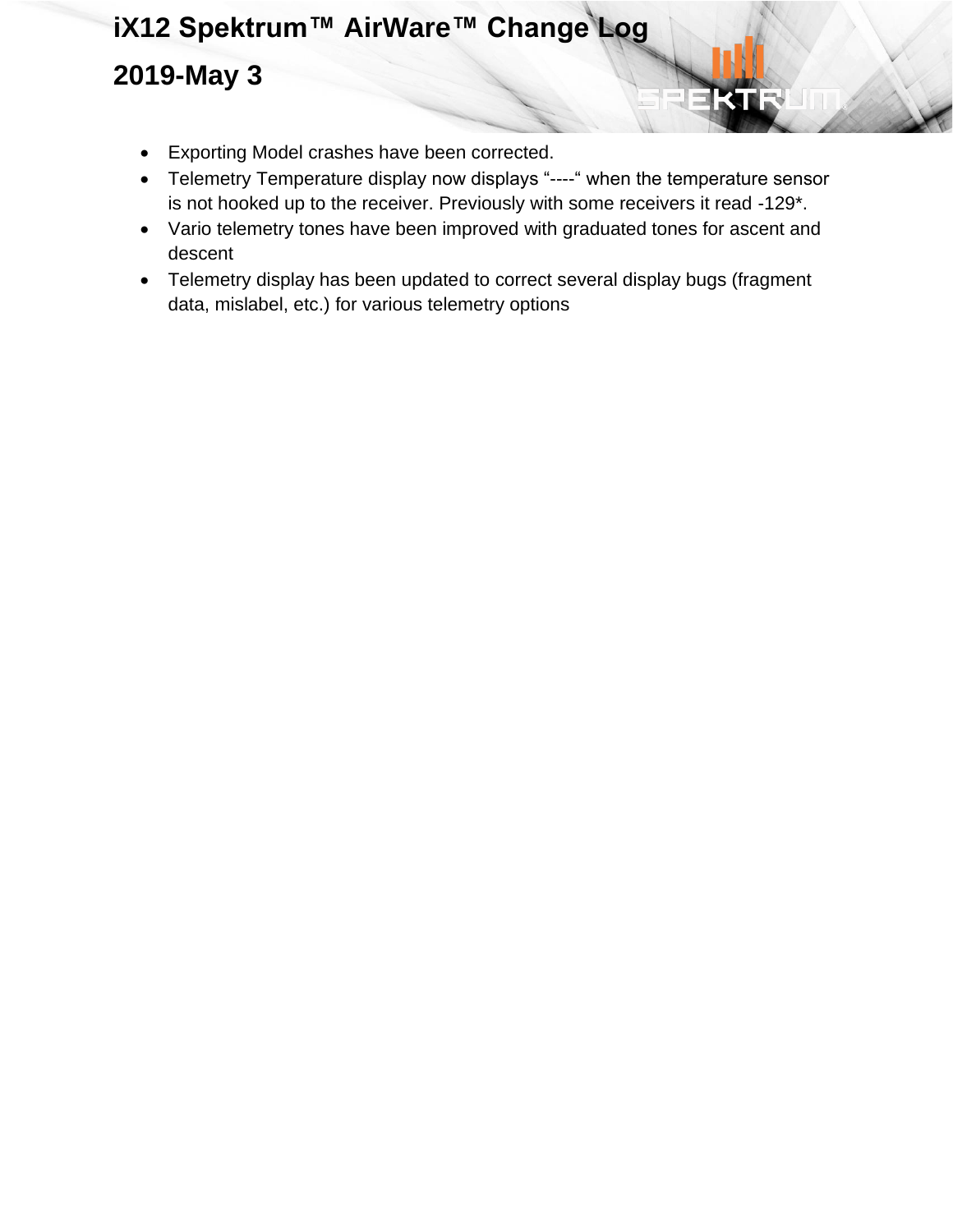# iX12 Spektrum™ AirWare™ Change Log

## 2019-May 3

- Exporting Model crashes have been corrected.
- Telemetry Temperature display now displays "----" when the temperature sensor is not hooked up to the receiver. Previously with some receivers it read -129*.
- Vario telemetry tones have been improved with graduated tones for ascent and descent
- Telemetry display has been updated to correct several display bugs (fragment data, mislabel, etc.) for various telemetry options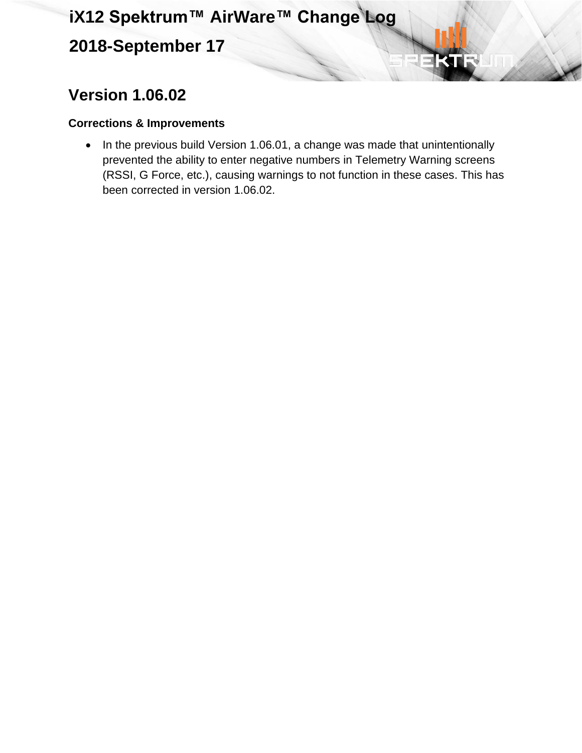# iX12 Spektrum™ AirWare™ Change Log

## 2018-September 17

## Version 1.06.02

### Corrections & Improvements

- In the previous build Version 1.06.01, a change was made that unintentionally prevented the ability to enter negative numbers in Telemetry Warning screens (RSSI, G Force, etc.), causing warnings to not function in these cases. This has been corrected in version 1.06.02.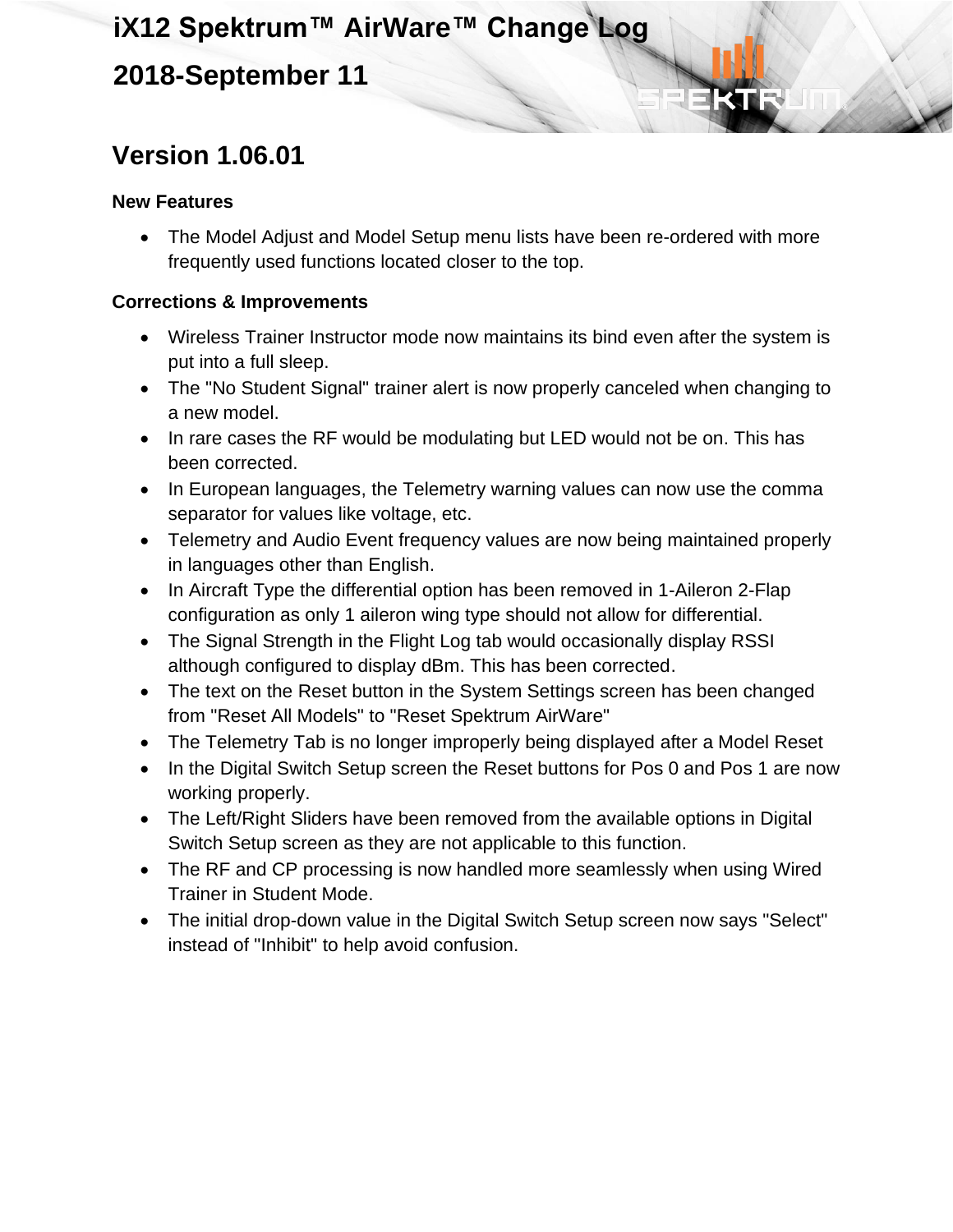# iX12 Spektrum™ AirWare™ Change Log

## 2018-September 11

## Version 1.06.01

### New Features

- The Model Adjust and Model Setup menu lists have been re-ordered with more frequently used functions located closer to the top.

### Corrections & Improvements

- Wireless Trainer Instructor mode now maintains its bind even after the system is put into a full sleep.
- The "No Student Signal" trainer alert is now properly canceled when changing to a new model.
- In rare cases the RF would be modulating but LED would not be on. This has been corrected.
- In European languages, the Telemetry warning values can now use the comma separator for values like voltage, etc.
- Telemetry and Audio Event frequency values are now being maintained properly in languages other than English.
- In Aircraft Type the differential option has been removed in 1-Aileron 2-Flap configuration as only 1 aileron wing type should not allow for differential.
- The Signal Strength in the Flight Log tab would occasionally display RSSI although configured to display dBm. This has been corrected.
- The text on the Reset button in the System Settings screen has been changed from "Reset All Models" to "Reset Spektrum AirWare"
- The Telemetry Tab is no longer improperly being displayed after a Model Reset
- In the Digital Switch Setup screen the Reset buttons for Pos 0 and Pos 1 are now working properly.
- The Left/Right Sliders have been removed from the available options in Digital Switch Setup screen as they are not applicable to this function.
- The RF and CP processing is now handled more seamlessly when using Wired Trainer in Student Mode.
- The initial drop-down value in the Digital Switch Setup screen now says "Select" instead of "Inhibit" to help avoid confusion.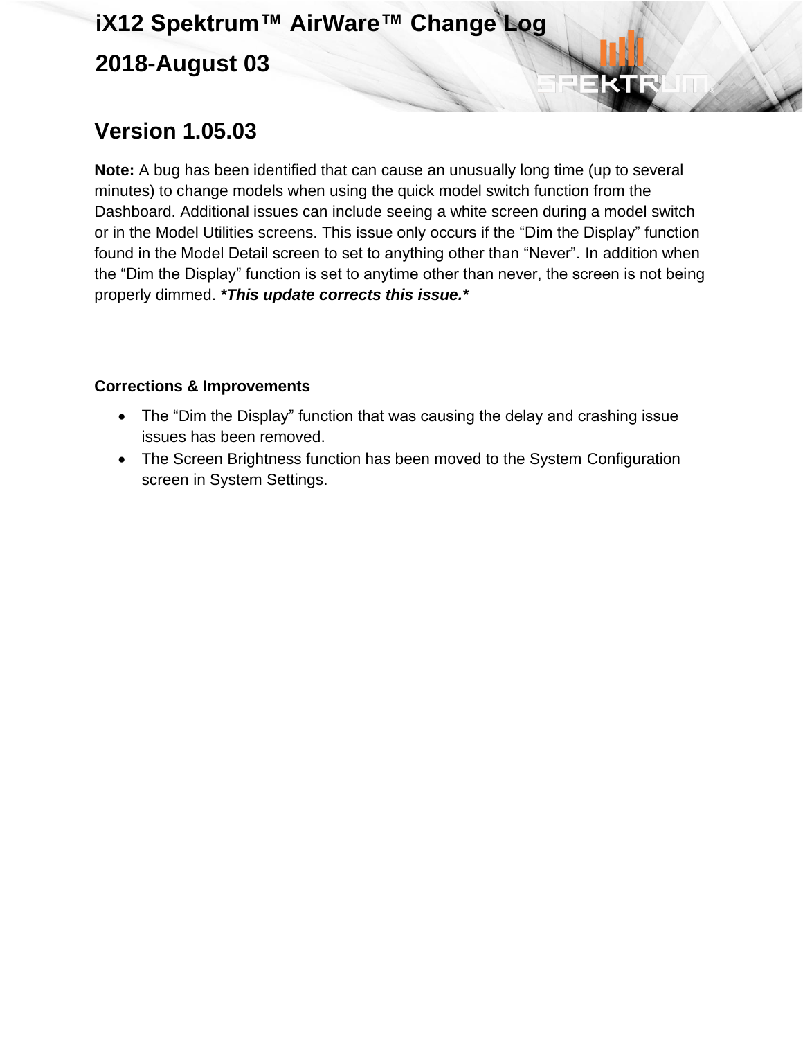# iX12 Spektrum™ AirWare™ Change Log

## 2018-August 03

## Version 1.05.03

**Note:** A bug has been identified that can cause an unusually long time (up to several minutes) to change models when using the quick model switch function from the Dashboard. Additional issues can include seeing a white screen during a model switch or in the Model Utilities screens. This issue only occurs if the “Dim the Display” function found in the Model Detail screen to set to anything other than “Never”. In addition when the “Dim the Display” function is set to anytime other than never, the screen is not being properly dimmed. ***This update corrects this issue.***

**Corrections & Improvements**

- The “Dim the Display” function that was causing the delay and crashing issue issues has been removed.
- The Screen Brightness function has been moved to the System Configuration screen in System Settings.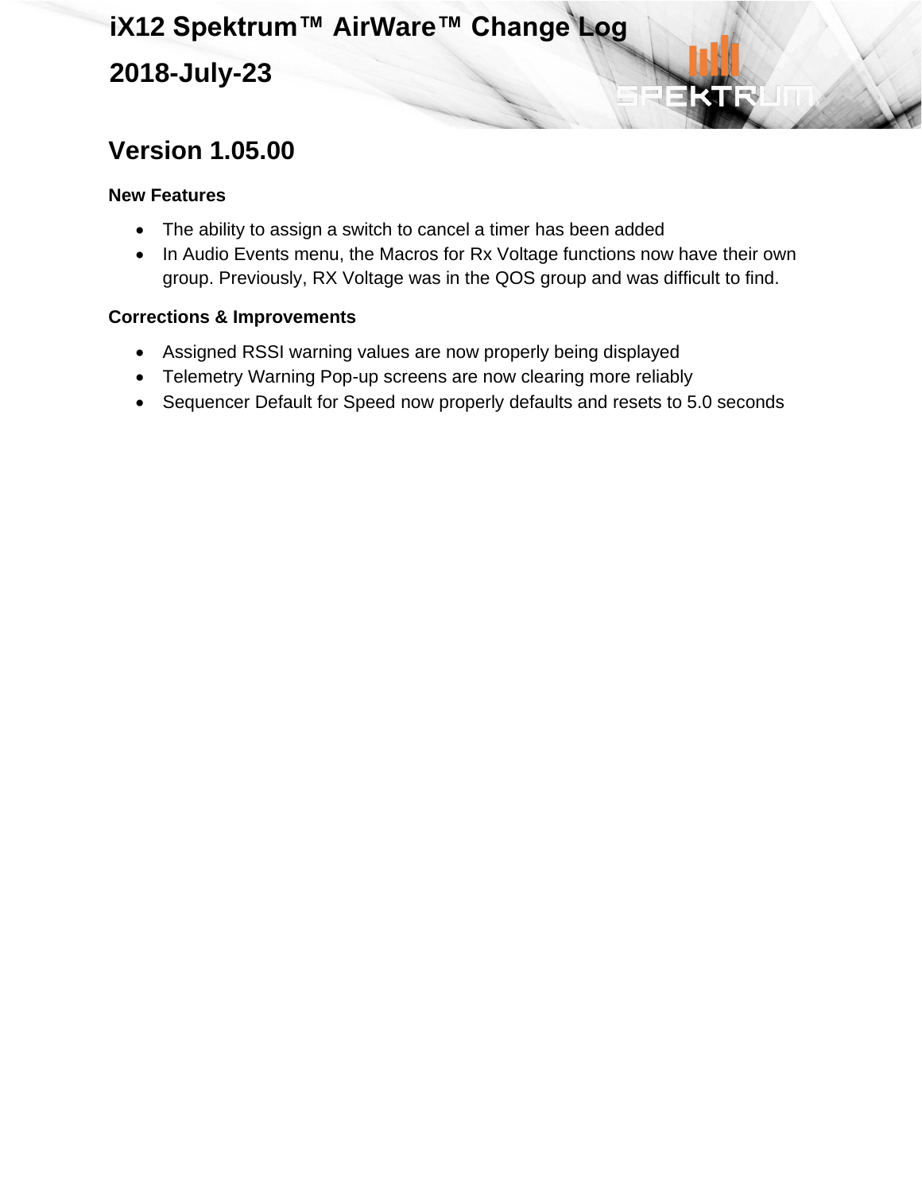# iX12 Spektrum™ AirWare™ Change Log

## 2018-July-23

## Version 1.05.00

### New Features

- The ability to assign a switch to cancel a timer has been added
- In Audio Events menu, the Macros for Rx Voltage functions now have their own group. Previously, RX Voltage was in the QOS group and was difficult to find.

### Corrections & Improvements

- Assigned RSSI warning values are now properly being displayed
- Telemetry Warning Pop-up screens are now clearing more reliably
- Sequencer Default for Speed now properly defaults and resets to 5.0 seconds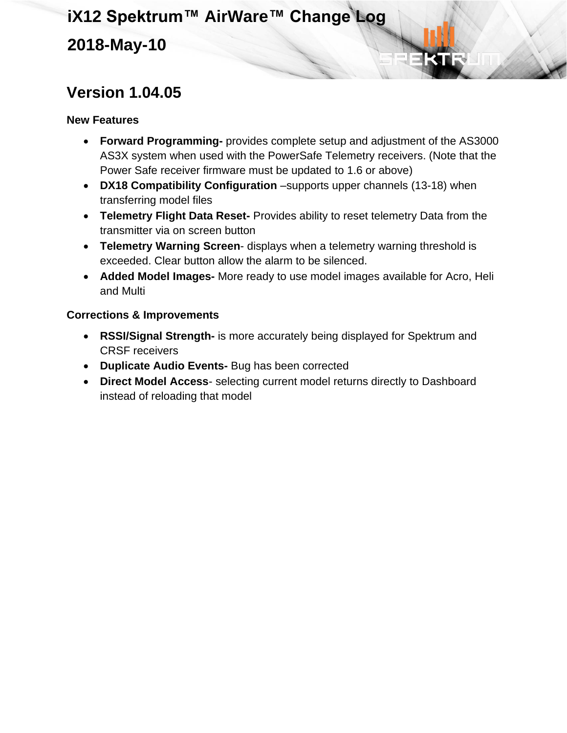# iX12 Spektrum™ AirWare™ Change Log

## 2018-May-10

## Version 1.04.05

### New Features

- **Forward Programming-** provides complete setup and adjustment of the AS3000 AS3X system when used with the PowerSafe Telemetry receivers. (Note that the Power Safe receiver firmware must be updated to 1.6 or above)
- **DX18 Compatibility Configuration** –supports upper channels (13-18) when transferring model files
- **Telemetry Flight Data Reset-** Provides ability to reset telemetry Data from the transmitter via on screen button
- **Telemetry Warning Screen**- displays when a telemetry warning threshold is exceeded. Clear button allow the alarm to be silenced.
- **Added Model Images-** More ready to use model images available for Acro, Heli and Multi

### Corrections & Improvements

- **RSSI/Signal Strength-** is more accurately being displayed for Spektrum and CRSF receivers
- **Duplicate Audio Events-** Bug has been corrected
- **Direct Model Access**- selecting current model returns directly to Dashboard instead of reloading that model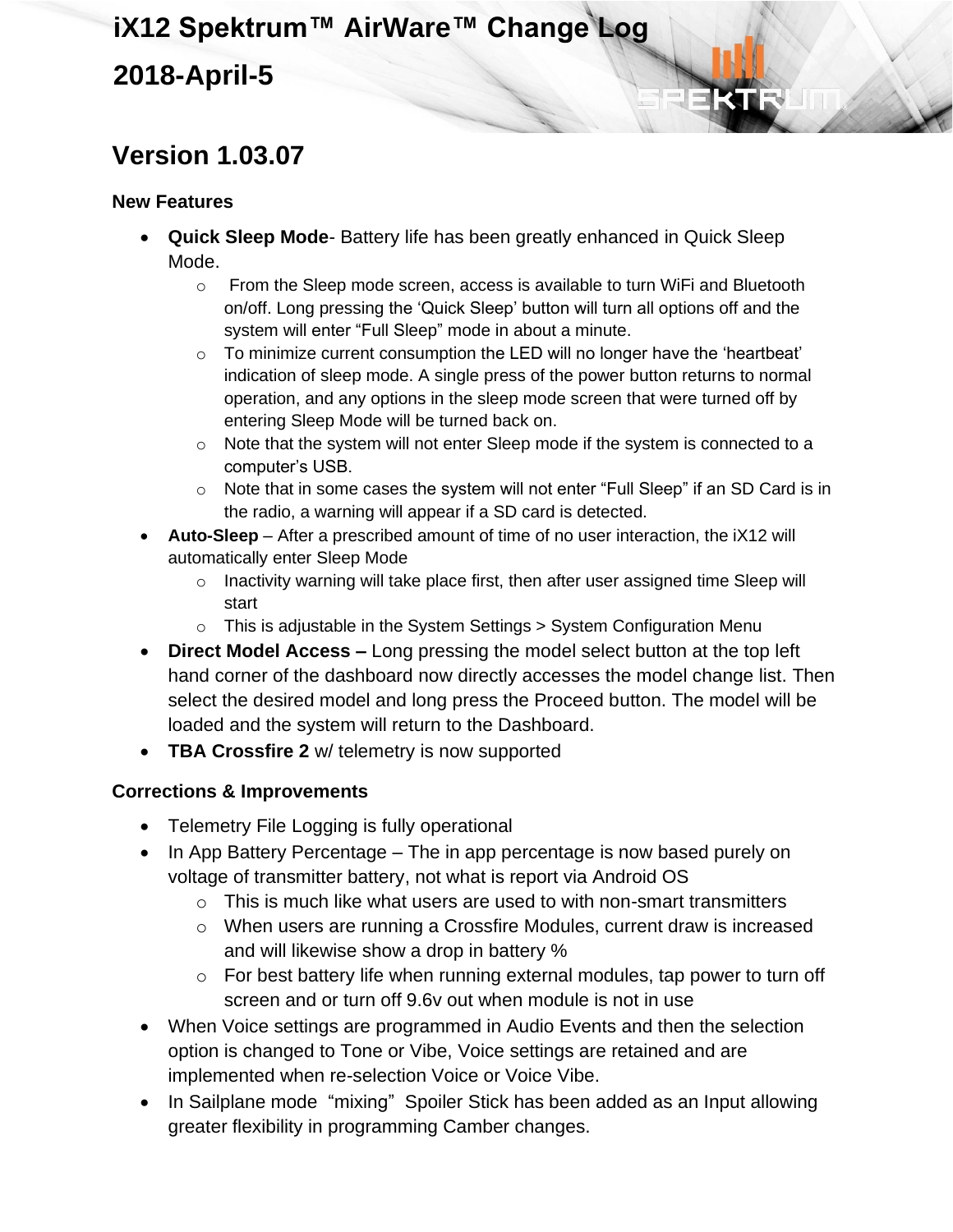# iX12 Spektrum™ AirWare™ Change Log

## 2018-April-5

## Version 1.03.07

### New Features

- **Quick Sleep Mode**- Battery life has been greatly enhanced in Quick Sleep Mode.
  - From the Sleep mode screen, access is available to turn WiFi and Bluetooth on/off. Long pressing the 'Quick Sleep' button will turn all options off and the system will enter "Full Sleep" mode in about a minute.
  - To minimize current consumption the LED will no longer have the 'heartbeat' indication of sleep mode. A single press of the power button returns to normal operation, and any options in the sleep mode screen that were turned off by entering Sleep Mode will be turned back on.
  - Note that the system will not enter Sleep mode if the system is connected to a computer's USB.
  - Note that in some cases the system will not enter "Full Sleep" if an SD Card is in the radio, a warning will appear if a SD card is detected.
- **Auto-Sleep** – After a prescribed amount of time of no user interaction, the iX12 will automatically enter Sleep Mode
  - Inactivity warning will take place first, then after user assigned time Sleep will start
  - This is adjustable in the System Settings > System Configuration Menu
- **Direct Model Access –** Long pressing the model select button at the top left hand corner of the dashboard now directly accesses the model change list. Then select the desired model and long press the Proceed button. The model will be loaded and the system will return to the Dashboard.
- **TBA Crossfire 2** w/ telemetry is now supported

### Corrections & Improvements

- Telemetry File Logging is fully operational
- In App Battery Percentage – The in app percentage is now based purely on voltage of transmitter battery, not what is report via Android OS
  - This is much like what users are used to with non-smart transmitters
  - When users are running a Crossfire Modules, current draw is increased and will likewise show a drop in battery %
  - For best battery life when running external modules, tap power to turn off screen and or turn off 9.6v out when module is not in use
- When Voice settings are programmed in Audio Events and then the selection option is changed to Tone or Vibe, Voice settings are retained and are implemented when re-selection Voice or Voice Vibe.
- In Sailplane mode "mixing" Spoiler Stick has been added as an Input allowing greater flexibility in programming Camber changes.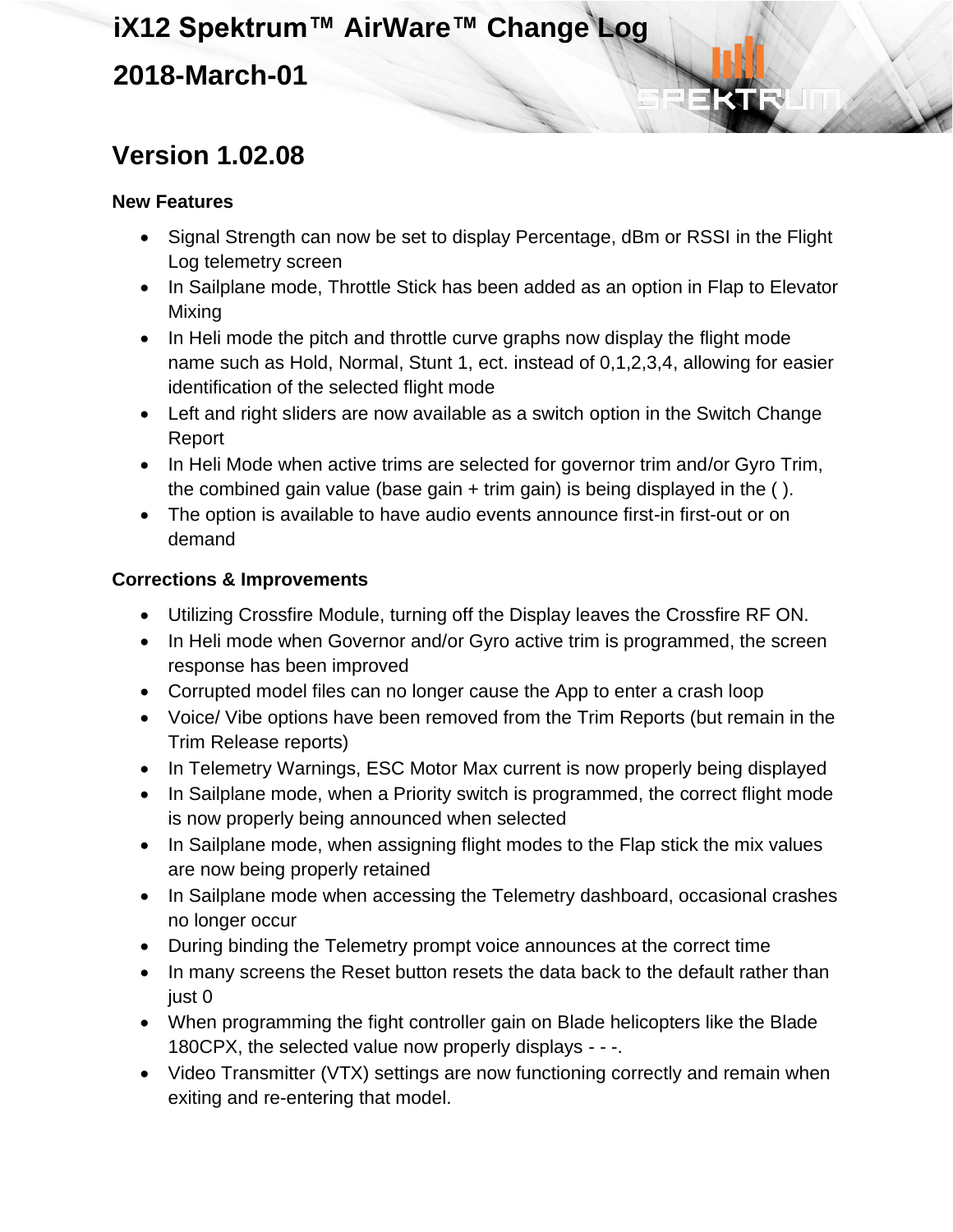# iX12 Spektrum™ AirWare™ Change Log

## 2018-March-01

## Version 1.02.08

### New Features

- Signal Strength can now be set to display Percentage, dBm or RSSI in the Flight Log telemetry screen
- In Sailplane mode, Throttle Stick has been added as an option in Flap to Elevator Mixing
- In Heli mode the pitch and throttle curve graphs now display the flight mode name such as Hold, Normal, Stunt 1, ect. instead of 0,1,2,3,4, allowing for easier identification of the selected flight mode
- Left and right sliders are now available as a switch option in the Switch Change Report
- In Heli Mode when active trims are selected for governor trim and/or Gyro Trim, the combined gain value (base gain + trim gain) is being displayed in the ( ).
- The option is available to have audio events announce first-in first-out or on demand

### Corrections & Improvements

- Utilizing Crossfire Module, turning off the Display leaves the Crossfire RF ON.
- In Heli mode when Governor and/or Gyro active trim is programmed, the screen response has been improved
- Corrupted model files can no longer cause the App to enter a crash loop
- Voice/ Vibe options have been removed from the Trim Reports (but remain in the Trim Release reports)
- In Telemetry Warnings, ESC Motor Max current is now properly being displayed
- In Sailplane mode, when a Priority switch is programmed, the correct flight mode is now properly being announced when selected
- In Sailplane mode, when assigning flight modes to the Flap stick the mix values are now being properly retained
- In Sailplane mode when accessing the Telemetry dashboard, occasional crashes no longer occur
- During binding the Telemetry prompt voice announces at the correct time
- In many screens the Reset button resets the data back to the default rather than just 0
- When programming the fight controller gain on Blade helicopters like the Blade 180CPX, the selected value now properly displays - - -.
- Video Transmitter (VTX) settings are now functioning correctly and remain when exiting and re-entering that model.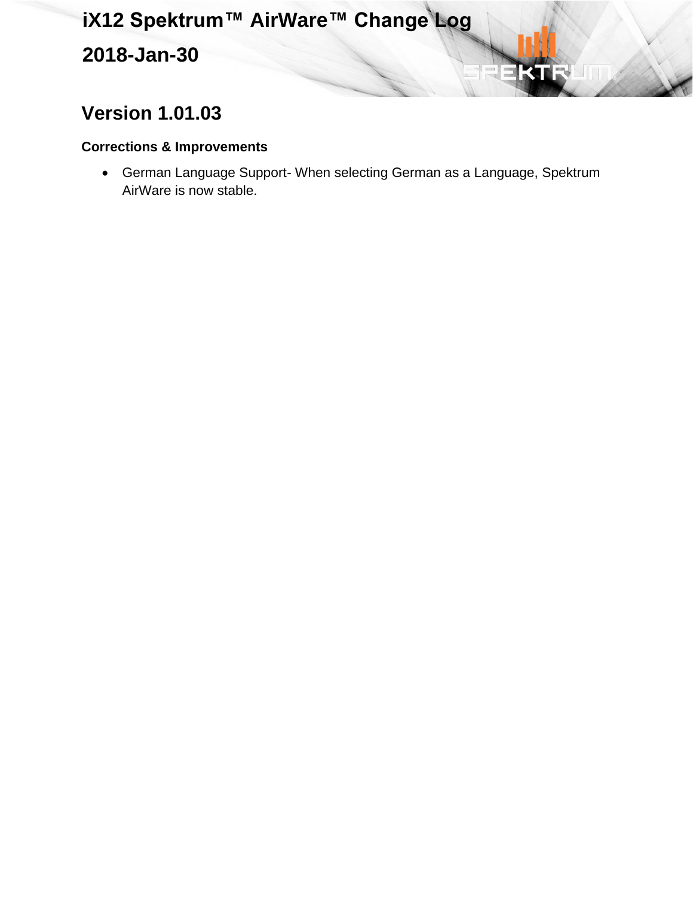# iX12 Spektrum™ AirWare™ Change Log

## 2018-Jan-30

## Version 1.01.03

### Corrections & Improvements

- German Language Support- When selecting German as a Language, Spektrum AirWare is now stable.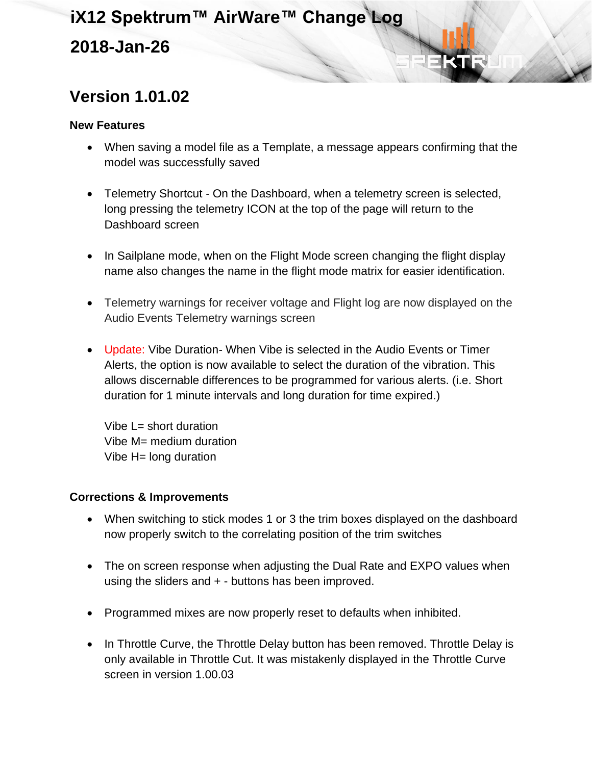# iX12 Spektrum™ AirWare™ Change Log

## 2018-Jan-26

## Version 1.01.02

### New Features

- When saving a model file as a Template, a message appears confirming that the model was successfully saved
- Telemetry Shortcut - On the Dashboard, when a telemetry screen is selected, long pressing the telemetry ICON at the top of the page will return to the Dashboard screen
- In Sailplane mode, when on the Flight Mode screen changing the flight display name also changes the name in the flight mode matrix for easier identification.
- Telemetry warnings for receiver voltage and Flight log are now displayed on the Audio Events Telemetry warnings screen
- Update: Vibe Duration- When Vibe is selected in the Audio Events or Timer Alerts, the option is now available to select the duration of the vibration. This allows discernable differences to be programmed for various alerts. (i.e. Short duration for 1 minute intervals and long duration for time expired.)

  Vibe L= short duration
  Vibe M= medium duration
  Vibe H= long duration

### Corrections & Improvements

- When switching to stick modes 1 or 3 the trim boxes displayed on the dashboard now properly switch to the correlating position of the trim switches
- The on screen response when adjusting the Dual Rate and EXPO values when using the sliders and + - buttons has been improved.
- Programmed mixes are now properly reset to defaults when inhibited.
- In Throttle Curve, the Throttle Delay button has been removed. Throttle Delay is only available in Throttle Cut. It was mistakenly displayed in the Throttle Curve screen in version 1.00.03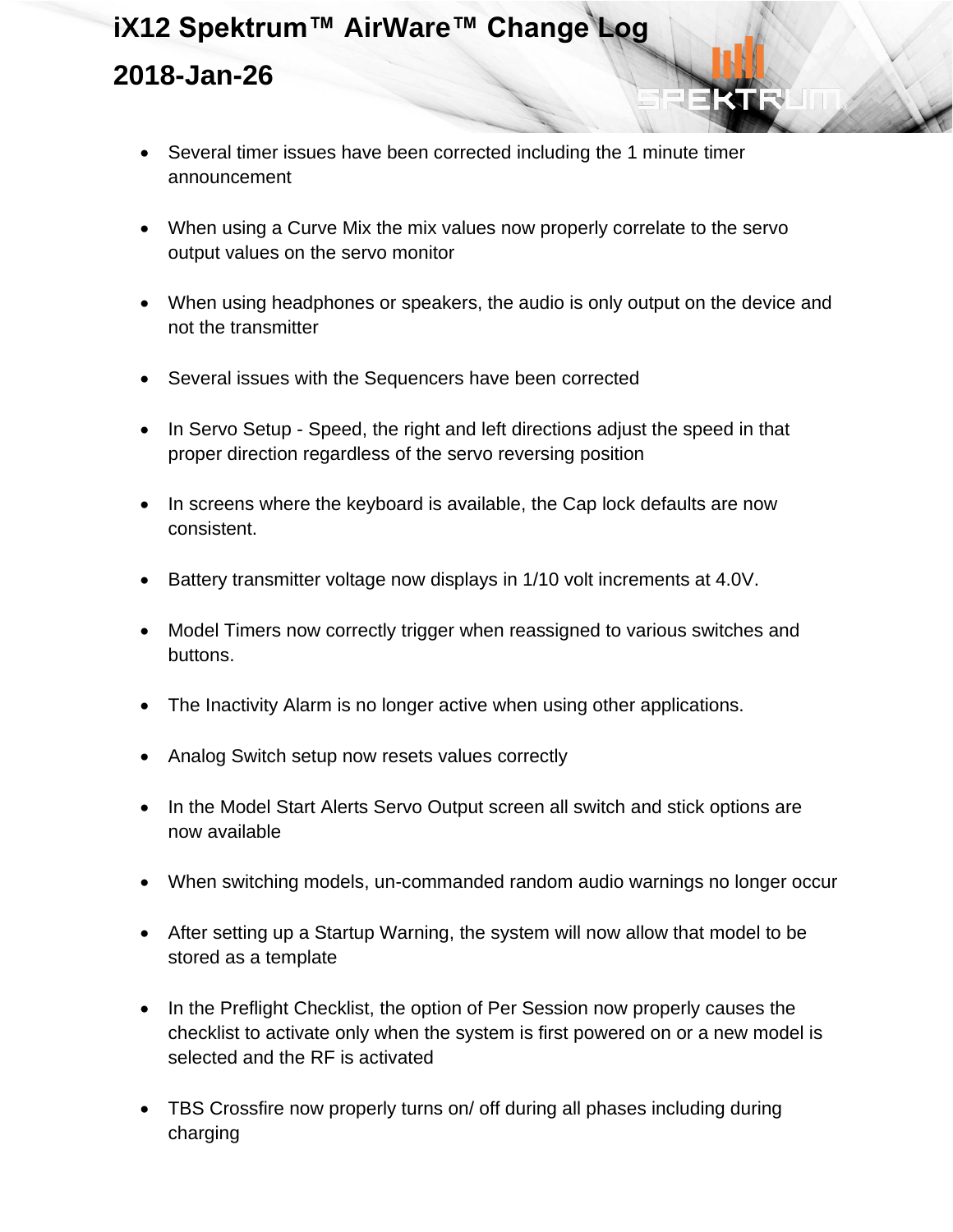# iX12 Spektrum™ AirWare™ Change Log

## 2018-Jan-26

- Several timer issues have been corrected including the 1 minute timer announcement
- When using a Curve Mix the mix values now properly correlate to the servo output values on the servo monitor
- When using headphones or speakers, the audio is only output on the device and not the transmitter
- Several issues with the Sequencers have been corrected
- In Servo Setup - Speed, the right and left directions adjust the speed in that proper direction regardless of the servo reversing position
- In screens where the keyboard is available, the Cap lock defaults are now consistent.
- Battery transmitter voltage now displays in 1/10 volt increments at 4.0V.
- Model Timers now correctly trigger when reassigned to various switches and buttons.
- The Inactivity Alarm is no longer active when using other applications.
- Analog Switch setup now resets values correctly
- In the Model Start Alerts Servo Output screen all switch and stick options are now available
- When switching models, un-commanded random audio warnings no longer occur
- After setting up a Startup Warning, the system will now allow that model to be stored as a template
- In the Preflight Checklist, the option of Per Session now properly causes the checklist to activate only when the system is first powered on or a new model is selected and the RF is activated
- TBS Crossfire now properly turns on/ off during all phases including during charging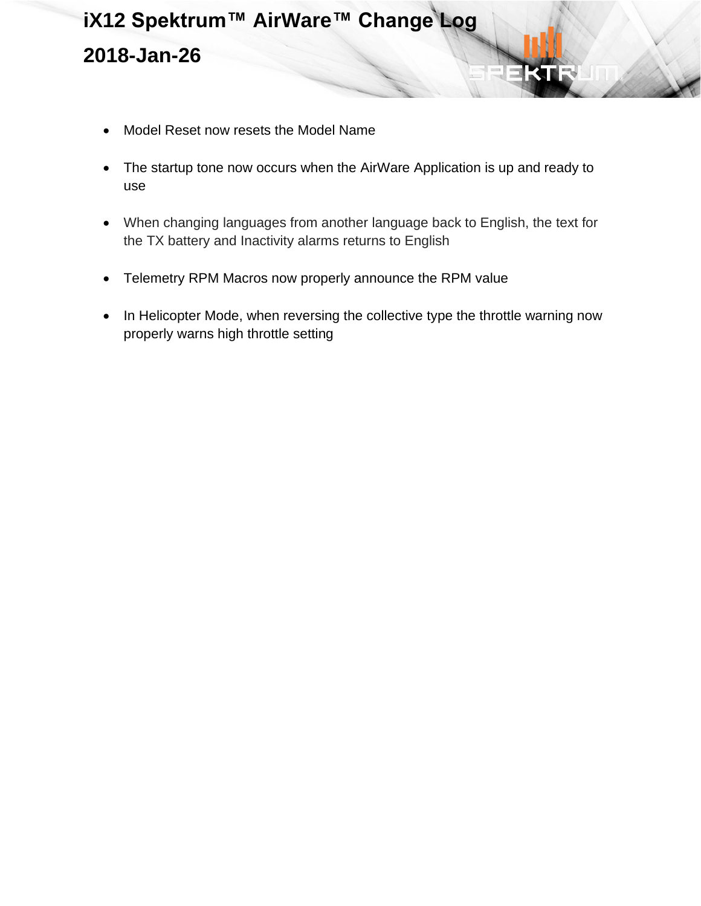# iX12 Spektrum™ AirWare™ Change Log

## 2018-Jan-26

- Model Reset now resets the Model Name
- The startup tone now occurs when the AirWare Application is up and ready to use
- When changing languages from another language back to English, the text for the TX battery and Inactivity alarms returns to English
- Telemetry RPM Macros now properly announce the RPM value
- In Helicopter Mode, when reversing the collective type the throttle warning now properly warns high throttle setting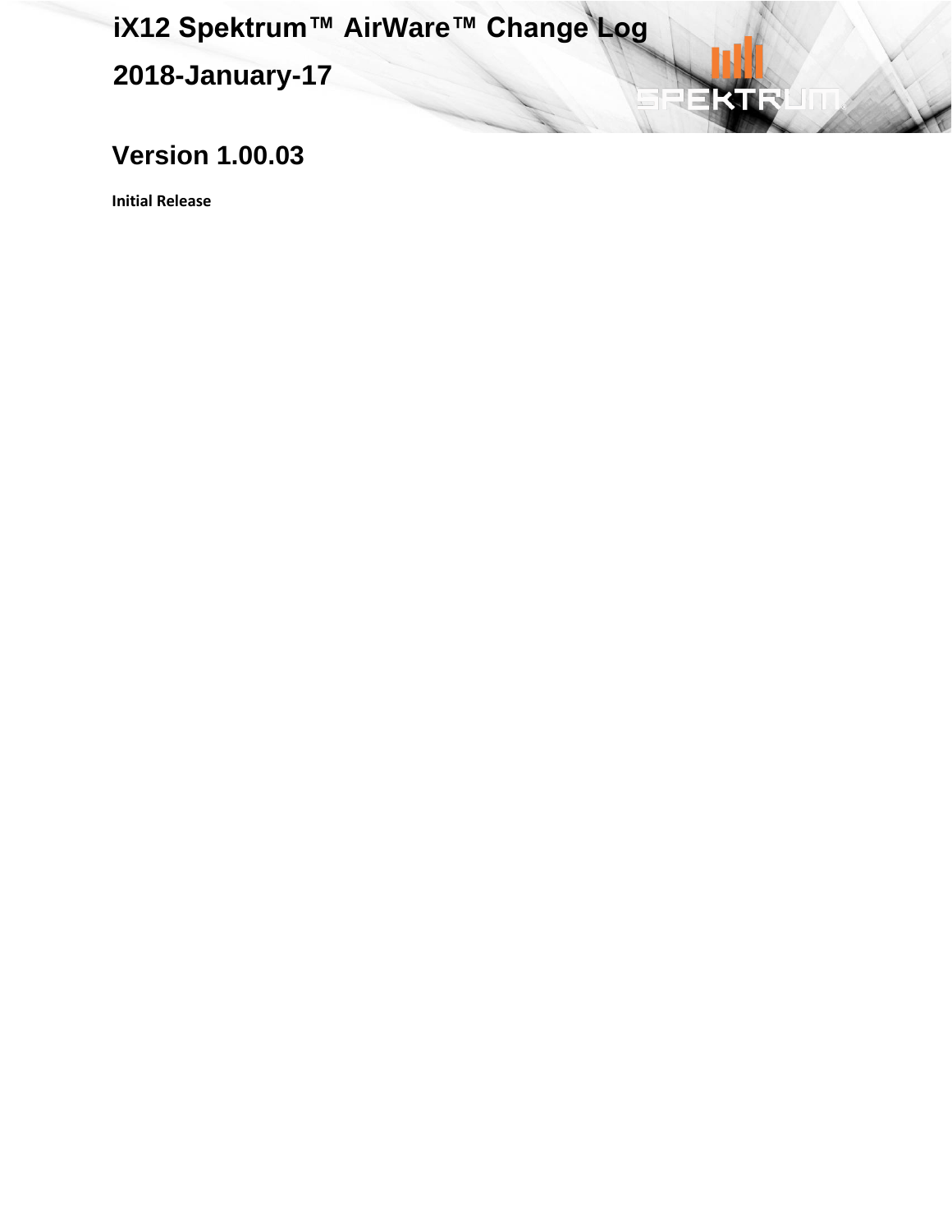# iX12 Spektrum™ AirWare™ Change Log

## 2018-January-17

## Version 1.00.03

**Initial Release**